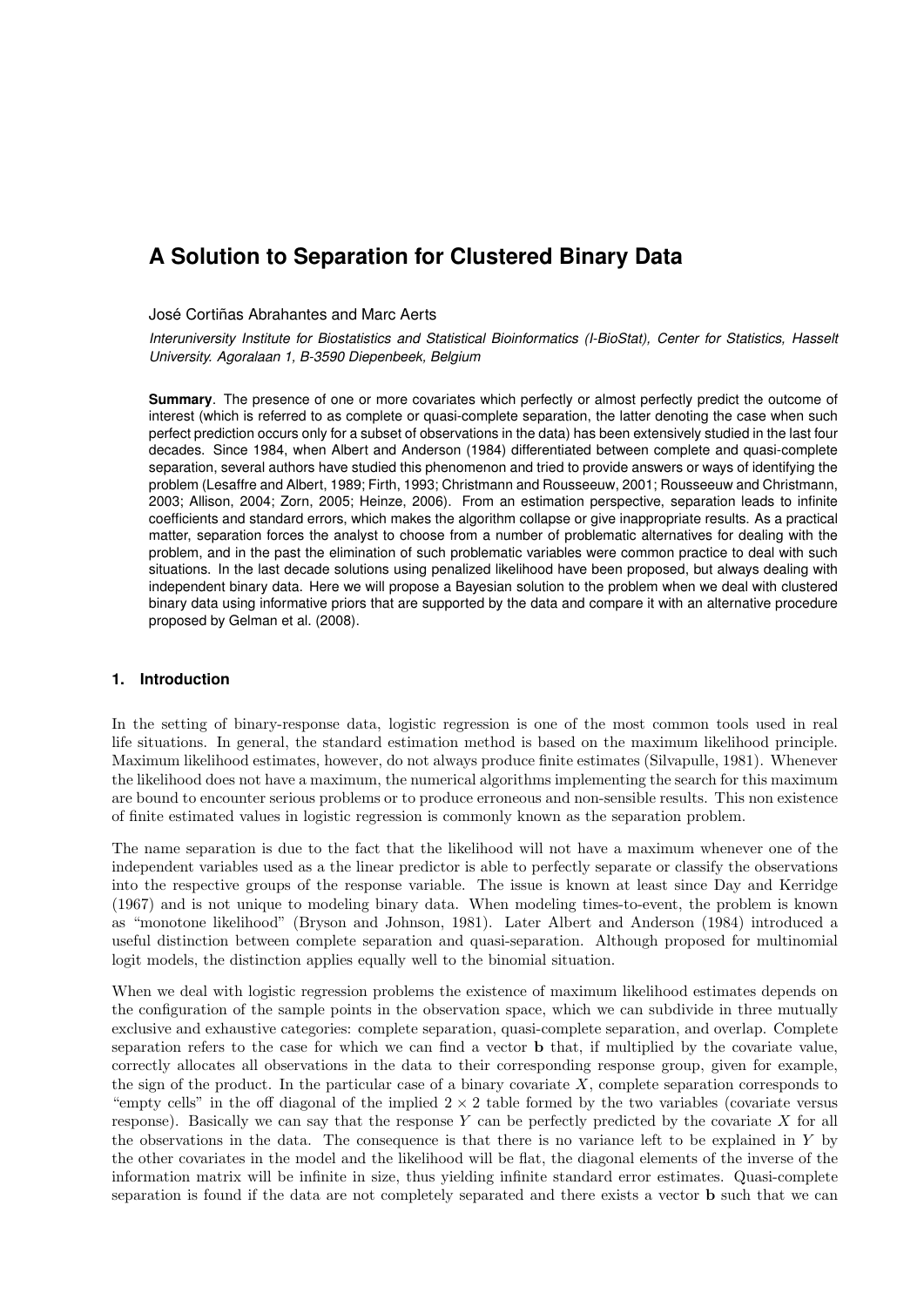# A Solution to Separation for Clustered Binary Data

José Cortiñas Abrahantes and Marc Aerts

*Interuniversity Institute for Biostatistics and Statistical Bioinformatics (I-BioStat), Center for Statistics, Hasselt University. Agoralaan 1, B-3590 Diepenbeek, Belgium*

**Summary**. The presence of one or more covariates which perfectly or almost perfectly predict the outcome of interest (which is referred to as complete or quasi-complete separation, the latter denoting the case when such perfect prediction occurs only for a subset of observations in the data) has been extensively studied in the last four decades. Since 1984, when Albert and Anderson (1984) differentiated between complete and quasi-complete separation, several authors have studied this phenomenon and tried to provide answers or ways of identifying the problem (Lesaffre and Albert, 1989; Firth, 1993; Christmann and Rousseeuw, 2001; Rousseeuw and Christmann, 2003; Allison, 2004; Zorn, 2005; Heinze, 2006). From an estimation perspective, separation leads to infinite coefficients and standard errors, which makes the algorithm collapse or give inappropriate results. As a practical matter, separation forces the analyst to choose from a number of problematic alternatives for dealing with the problem, and in the past the elimination of such problematic variables were common practice to deal with such situations. In the last decade solutions using penalized likelihood have been proposed, but always dealing with independent binary data. Here we will propose a Bayesian solution to the problem when we deal with clustered binary data using informative priors that are supported by the data and compare it with an alternative procedure proposed by Gelman et al. (2008).

## 1. Introduction

In the setting of binary-response data, logistic regression is one of the most common tools used in real life situations. In general, the standard estimation method is based on the maximum likelihood principle. Maximum likelihood estimates, however, do not always produce finite estimates (Silvapulle, 1981). Whenever the likelihood does not have a maximum, the numerical algorithms implementing the search for this maximum are bound to encounter serious problems or to produce erroneous and non-sensible results. This non existence of finite estimated values in logistic regression is commonly known as the separation problem.

The name separation is due to the fact that the likelihood will not have a maximum whenever one of the independent variables used as a the linear predictor is able to perfectly separate or classify the observations into the respective groups of the response variable. The issue is known at least since Day and Kerridge (1967) and is not unique to modeling binary data. When modeling times-to-event, the problem is known as "monotone likelihood" (Bryson and Johnson, 1981). Later Albert and Anderson (1984) introduced a useful distinction between complete separation and quasi-separation. Although proposed for multinomial logit models, the distinction applies equally well to the binomial situation.

When we deal with logistic regression problems the existence of maximum likelihood estimates depends on the configuration of the sample points in the observation space, which we can subdivide in three mutually exclusive and exhaustive categories: complete separation, quasi-complete separation, and overlap. Complete separation refers to the case for which we can find a vector $\mathbf{b}$ that, if multiplied by the covariate value, correctly allocates all observations in the data to their corresponding response group, given for example, the sign of the product. In the particular case of a binary covariate $X$, complete separation corresponds to "empty cells" in the off diagonal of the implied $2 \times 2$ table formed by the two variables (covariate versus response). Basically we can say that the response $Y$ can be perfectly predicted by the covariate $X$ for all the observations in the data. The consequence is that there is no variance left to be explained in $Y$ by the other covariates in the model and the likelihood will be flat, the diagonal elements of the inverse of the information matrix will be infinite in size, thus yielding infinite standard error estimates. Quasi-complete separation is found if the data are not completely separated and there exists a vector $\mathbf{b}$ such that we can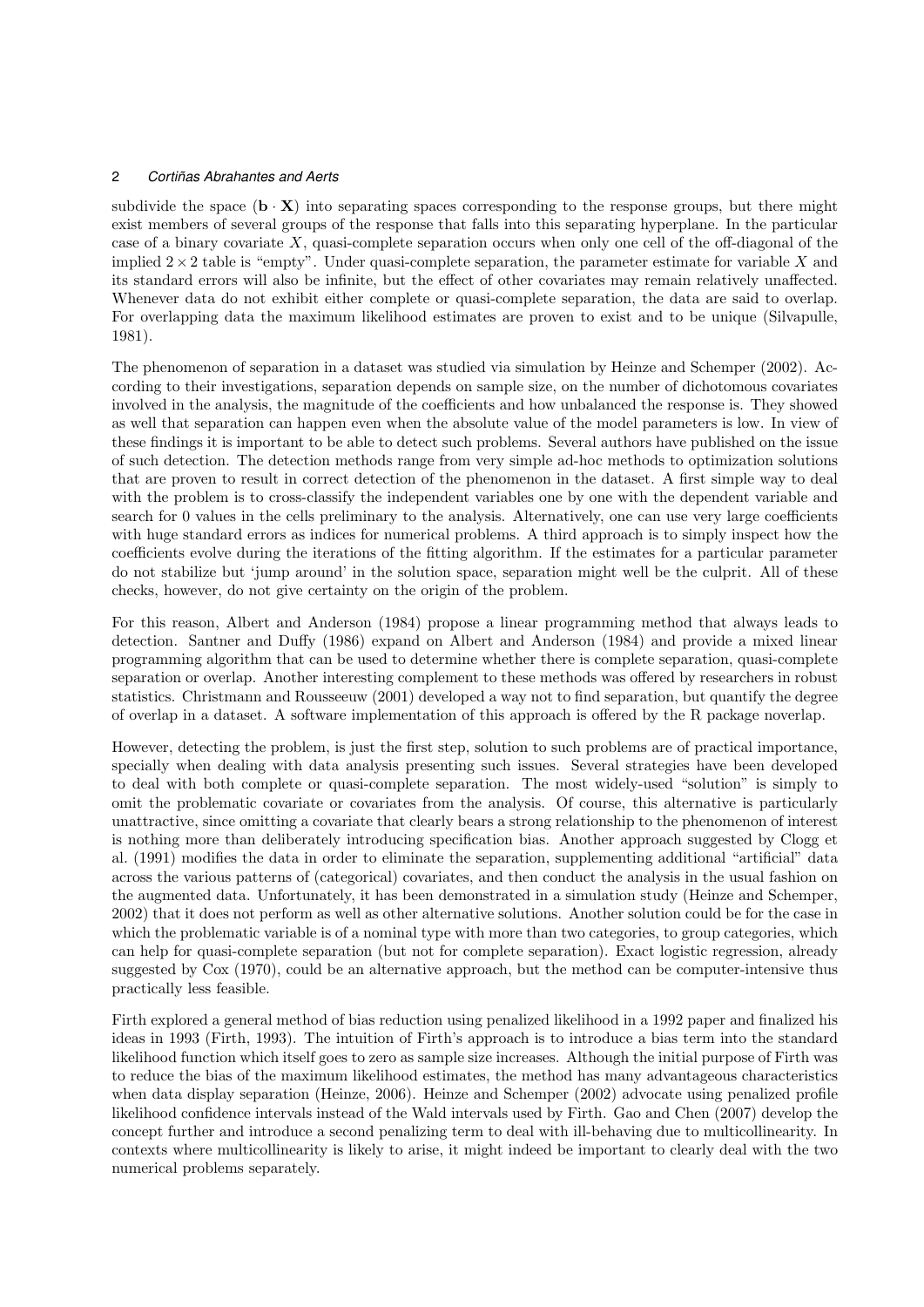subdivide the space $(\mathbf{b} \cdot \mathbf{X})$ into separating spaces corresponding to the response groups, but there might exist members of several groups of the response that falls into this separating hyperplane. In the particular case of a binary covariate $X$, quasi-complete separation occurs when only one cell of the off-diagonal of the implied $2 \times 2$ table is "empty". Under quasi-complete separation, the parameter estimate for variable $X$ and its standard errors will also be infinite, but the effect of other covariates may remain relatively unaffected. Whenever data do not exhibit either complete or quasi-complete separation, the data are said to overlap. For overlapping data the maximum likelihood estimates are proven to exist and to be unique (Silvapulle, 1981).

The phenomenon of separation in a dataset was studied via simulation by Heinze and Schemper (2002). According to their investigations, separation depends on sample size, on the number of dichotomous covariates involved in the analysis, the magnitude of the coefficients and how unbalanced the response is. They showed as well that separation can happen even when the absolute value of the model parameters is low. In view of these findings it is important to be able to detect such problems. Several authors have published on the issue of such detection. The detection methods range from very simple ad-hoc methods to optimization solutions that are proven to result in correct detection of the phenomenon in the dataset. A first simple way to deal with the problem is to cross-classify the independent variables one by one with the dependent variable and search for 0 values in the cells preliminary to the analysis. Alternatively, one can use very large coefficients with huge standard errors as indices for numerical problems. A third approach is to simply inspect how the coefficients evolve during the iterations of the fitting algorithm. If the estimates for a particular parameter do not stabilize but 'jump around' in the solution space, separation might well be the culprit. All of these checks, however, do not give certainty on the origin of the problem.

For this reason, Albert and Anderson (1984) propose a linear programming method that always leads to detection. Santner and Duffy (1986) expand on Albert and Anderson (1984) and provide a mixed linear programming algorithm that can be used to determine whether there is complete separation, quasi-complete separation or overlap. Another interesting complement to these methods was offered by researchers in robust statistics. Christmann and Rousseeuw (2001) developed a way not to find separation, but quantify the degree of overlap in a dataset. A software implementation of this approach is offered by the R package noverlap.

However, detecting the problem, is just the first step, solution to such problems are of practical importance, specially when dealing with data analysis presenting such issues. Several strategies have been developed to deal with both complete or quasi-complete separation. The most widely-used "solution" is simply to omit the problematic covariate or covariates from the analysis. Of course, this alternative is particularly unattractive, since omitting a covariate that clearly bears a strong relationship to the phenomenon of interest is nothing more than deliberately introducing specification bias. Another approach suggested by Clogg et al. (1991) modifies the data in order to eliminate the separation, supplementing additional "artificial" data across the various patterns of (categorical) covariates, and then conduct the analysis in the usual fashion on the augmented data. Unfortunately, it has been demonstrated in a simulation study (Heinze and Schemper, 2002) that it does not perform as well as other alternative solutions. Another solution could be for the case in which the problematic variable is of a nominal type with more than two categories, to group categories, which can help for quasi-complete separation (but not for complete separation). Exact logistic regression, already suggested by Cox (1970), could be an alternative approach, but the method can be computer-intensive thus practically less feasible.

Firth explored a general method of bias reduction using penalized likelihood in a 1992 paper and finalized his ideas in 1993 (Firth, 1993). The intuition of Firth's approach is to introduce a bias term into the standard likelihood function which itself goes to zero as sample size increases. Although the initial purpose of Firth was to reduce the bias of the maximum likelihood estimates, the method has many advantageous characteristics when data display separation (Heinze, 2006). Heinze and Schemper (2002) advocate using penalized profile likelihood confidence intervals instead of the Wald intervals used by Firth. Gao and Chen (2007) develop the concept further and introduce a second penalizing term to deal with ill-behaving due to multicollinearity. In contexts where multicollinearity is likely to arise, it might indeed be important to clearly deal with the two numerical problems separately.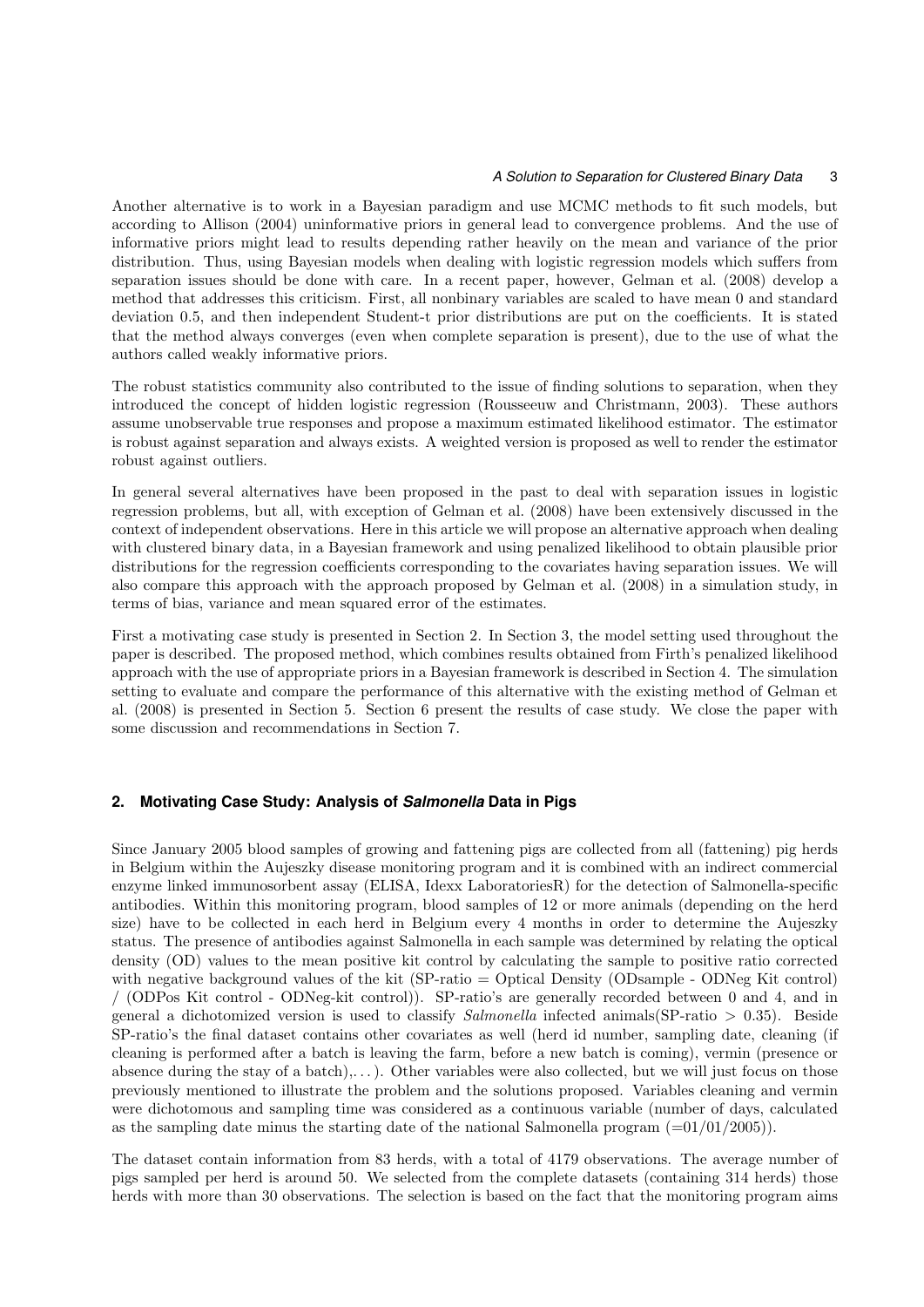Another alternative is to work in a Bayesian paradigm and use MCMC methods to fit such models, but according to Allison (2004) uninformative priors in general lead to convergence problems. And the use of informative priors might lead to results depending rather heavily on the mean and variance of the prior distribution. Thus, using Bayesian models when dealing with logistic regression models which suffers from separation issues should be done with care. In a recent paper, however, Gelman et al. (2008) develop a method that addresses this criticism. First, all nonbinary variables are scaled to have mean 0 and standard deviation 0.5, and then independent Student-t prior distributions are put on the coefficients. It is stated that the method always converges (even when complete separation is present), due to the use of what the authors called weakly informative priors.

The robust statistics community also contributed to the issue of finding solutions to separation, when they introduced the concept of hidden logistic regression (Rousseeuw and Christmann, 2003). These authors assume unobservable true responses and propose a maximum estimated likelihood estimator. The estimator is robust against separation and always exists. A weighted version is proposed as well to render the estimator robust against outliers.

In general several alternatives have been proposed in the past to deal with separation issues in logistic regression problems, but all, with exception of Gelman et al. (2008) have been extensively discussed in the context of independent observations. Here in this article we will propose an alternative approach when dealing with clustered binary data, in a Bayesian framework and using penalized likelihood to obtain plausible prior distributions for the regression coefficients corresponding to the covariates having separation issues. We will also compare this approach with the approach proposed by Gelman et al. (2008) in a simulation study, in terms of bias, variance and mean squared error of the estimates.

First a motivating case study is presented in Section 2. In Section 3, the model setting used throughout the paper is described. The proposed method, which combines results obtained from Firth's penalized likelihood approach with the use of appropriate priors in a Bayesian framework is described in Section 4. The simulation setting to evaluate and compare the performance of this alternative with the existing method of Gelman et al. (2008) is presented in Section 5. Section 6 present the results of case study. We close the paper with some discussion and recommendations in Section 7.

## 2. Motivating Case Study: Analysis of *Salmonella* Data in Pigs

Since January 2005 blood samples of growing and fattening pigs are collected from all (fattening) pig herds in Belgium within the Aujeszky disease monitoring program and it is combined with an indirect commercial enzyme linked immunosorbent assay (ELISA, Idexx LaboratoriesR) for the detection of Salmonella-specific antibodies. Within this monitoring program, blood samples of 12 or more animals (depending on the herd size) have to be collected in each herd in Belgium every 4 months in order to determine the Aujeszky status. The presence of antibodies against Salmonella in each sample was determined by relating the optical density (OD) values to the mean positive kit control by calculating the sample to positive ratio corrected with negative background values of the kit (SP-ratio = Optical Density (ODsample - ODNeg Kit control) / (ODPos Kit control - ODNeg-kit control)). SP-ratio's are generally recorded between 0 and 4, and in general a dichotomized version is used to classify *Salmonella* infected animals(SP-ratio > 0.35). Beside SP-ratio's the final dataset contains other covariates as well (herd id number, sampling date, cleaning (if cleaning is performed after a batch is leaving the farm, before a new batch is coming), vermin (presence or absence during the stay of a batch),. . . ). Other variables were also collected, but we will just focus on those previously mentioned to illustrate the problem and the solutions proposed. Variables cleaning and vermin were dichotomous and sampling time was considered as a continuous variable (number of days, calculated as the sampling date minus the starting date of the national Salmonella program (=01/01/2005)).

The dataset contain information from 83 herds, with a total of 4179 observations. The average number of pigs sampled per herd is around 50. We selected from the complete datasets (containing 314 herds) those herds with more than 30 observations. The selection is based on the fact that the monitoring program aims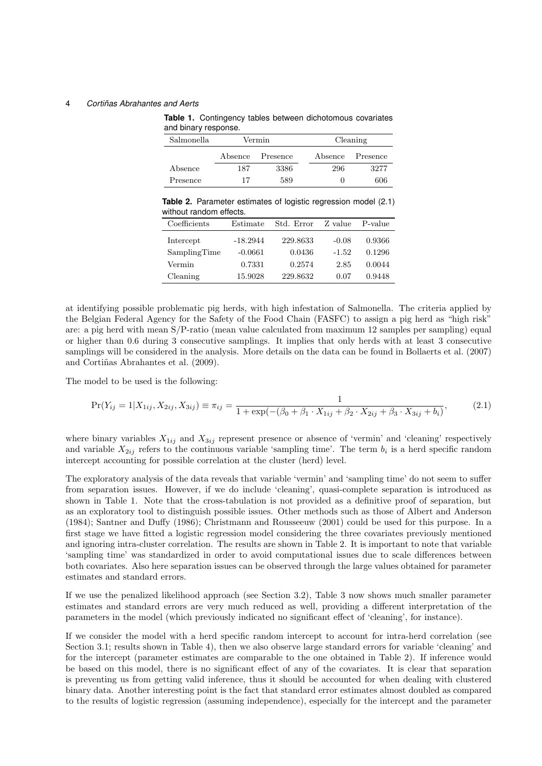**Table 1.** Contingency tables between dichotomous covariates and binary response.

| Salmonella | Vermin | | Cleaning | |
|---|---|---|---|---|
| | Absence | Presence | Absence | Presence |
| Absence | 187 | 3386 | 296 | 3277 |
| Presence | 17 | 589 | 0 | 606 |

**Table 2.** Parameter estimates of logistic regression model (2.1) without random effects.

| Coefficients | Estimate | Std. Error | Z value | P-value |
|---|---|---|---|---|
| Intercept | -18.2944 | 229.8633 | -0.08 | 0.9366 |
| SamplingTime | -0.0661 | 0.0436 | -1.52 | 0.1296 |
| Vermin | 0.7331 | 0.2574 | 2.85 | 0.0044 |
| Cleaning | 15.9028 | 229.8632 | 0.07 | 0.9448 |

at identifying possible problematic pig herds, with high infestation of Salmonella. The criteria applied by the Belgian Federal Agency for the Safety of the Food Chain (FASFC) to assign a pig herd as "high risk" are: a pig herd with mean S/P-ratio (mean value calculated from maximum 12 samples per sampling) equal or higher than 0.6 during 3 consecutive samplings. It implies that only herds with at least 3 consecutive samplings will be considered in the analysis. More details on the data can be found in Bollaerts et al. (2007) and Cortiñas Abrahantes et al. (2009).

The model to be used is the following:

$$\Pr(Y_{ij} = 1|X_{1ij}, X_{2ij}, X_{3ij}) \equiv \pi_{ij} = \frac{1}{1 + \exp(-(\beta_0 + \beta_1 \cdot X_{1ij} + \beta_2 \cdot X_{2ij} + \beta_3 \cdot X_{3ij} + b_i)}, \tag{2.1}$$

where binary variables $X_{1ij}$ and $X_{3ij}$ represent presence or absence of 'vermin' and 'cleaning' respectively and variable $X_{2ij}$ refers to the continuous variable 'sampling time'. The term $b_i$ is a herd specific random intercept accounting for possible correlation at the cluster (herd) level.

The exploratory analysis of the data reveals that variable 'vermin' and 'sampling time' do not seem to suffer from separation issues. However, if we do include 'cleaning', quasi-complete separation is introduced as shown in Table 1. Note that the cross-tabulation is not provided as a definitive proof of separation, but as an exploratory tool to distinguish possible issues. Other methods such as those of Albert and Anderson (1984); Santner and Duffy (1986); Christmann and Rousseeuw (2001) could be used for this purpose. In a first stage we have fitted a logistic regression model considering the three covariates previously mentioned and ignoring intra-cluster correlation. The results are shown in Table 2. It is important to note that variable 'sampling time' was standardized in order to avoid computational issues due to scale differences between both covariates. Also here separation issues can be observed through the large values obtained for parameter estimates and standard errors.

If we use the penalized likelihood approach (see Section 3.2), Table 3 now shows much smaller parameter estimates and standard errors are very much reduced as well, providing a different interpretation of the parameters in the model (which previously indicated no significant effect of 'cleaning', for instance).

If we consider the model with a herd specific random intercept to account for intra-herd correlation (see Section 3.1; results shown in Table 4), then we also observe large standard errors for variable 'cleaning' and for the intercept (parameter estimates are comparable to the one obtained in Table 2). If inference would be based on this model, there is no significant effect of any of the covariates. It is clear that separation is preventing us from getting valid inference, thus it should be accounted for when dealing with clustered binary data. Another interesting point is the fact that standard error estimates almost doubled as compared to the results of logistic regression (assuming independence), especially for the intercept and the parameter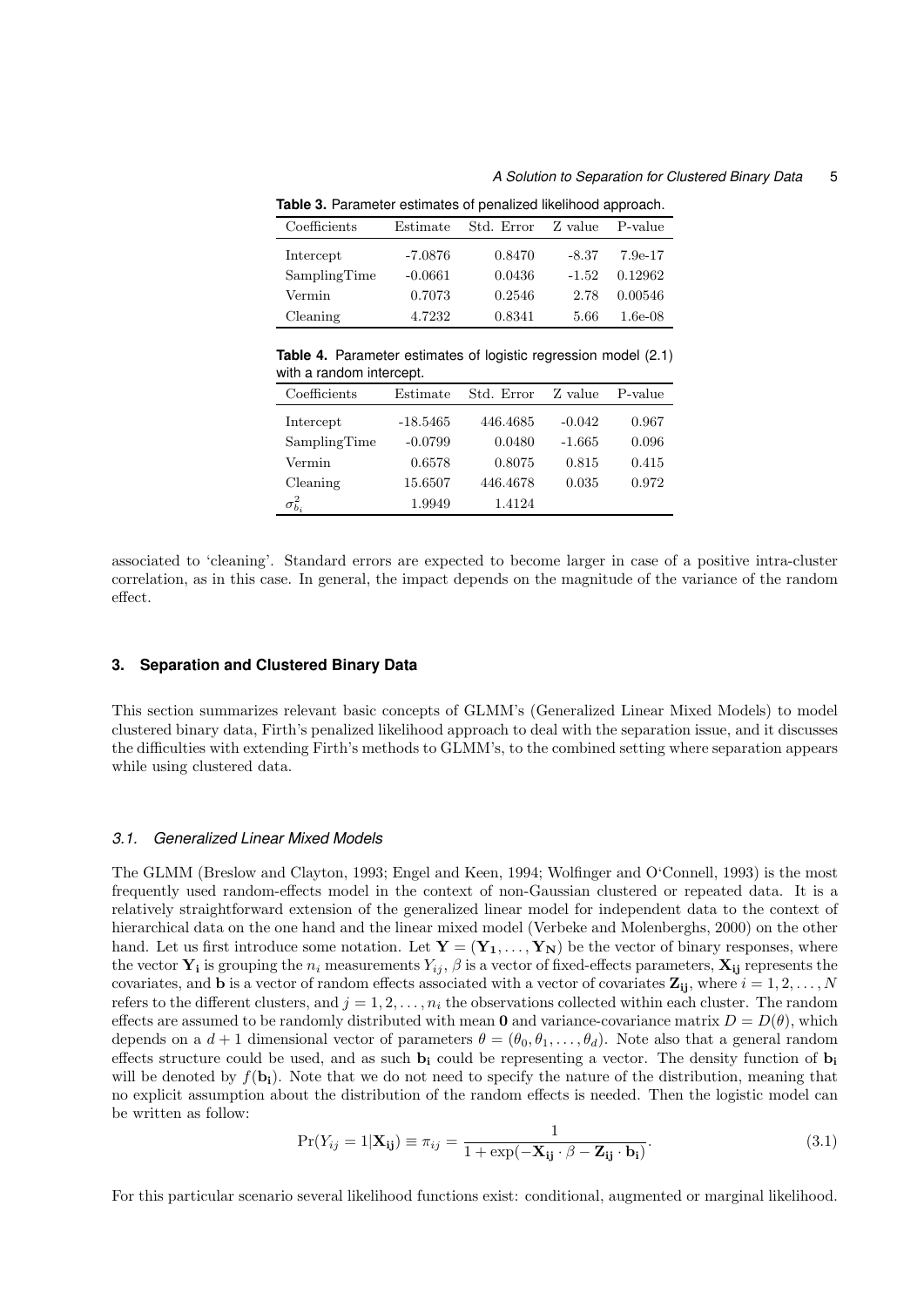**Table 3.** Parameter estimates of penalized likelihood approach.

| Coefficients | Estimate | Std. Error | Z value | P-value |
|---|---|---|---|---|
| Intercept | -7.0876 | 0.8470 | -8.37 | 7.9e-17 |
| SamplingTime | -0.0661 | 0.0436 | -1.52 | 0.12962 |
| Vermin | 0.7073 | 0.2546 | 2.78 | 0.00546 |
| Cleaning | 4.7232 | 0.8341 | 5.66 | 1.6e-08 |

**Table 4.** Parameter estimates of logistic regression model (2.1) with a random intercept.

| Coefficients | Estimate | Std. Error | Z value | P-value |
|---|---|---|---|---|
| Intercept | -18.5465 | 446.4685 | -0.042 | 0.967 |
| SamplingTime | -0.0799 | 0.0480 | -1.665 | 0.096 |
| Vermin | 0.6578 | 0.8075 | 0.815 | 0.415 |
| Cleaning | 15.6507 | 446.4678 | 0.035 | 0.972 |
| $\sigma^2_{b_i}$ | 1.9949 | 1.4124 | | |

associated to 'cleaning'. Standard errors are expected to become larger in case of a positive intra-cluster correlation, as in this case. In general, the impact depends on the magnitude of the variance of the random effect.

## 3. Separation and Clustered Binary Data

This section summarizes relevant basic concepts of GLMM's (Generalized Linear Mixed Models) to model clustered binary data, Firth's penalized likelihood approach to deal with the separation issue, and it discusses the difficulties with extending Firth's methods to GLMM's, to the combined setting where separation appears while using clustered data.

### 3.1. Generalized Linear Mixed Models

The GLMM (Breslow and Clayton, 1993; Engel and Keen, 1994; Wolfinger and O'Connell, 1993) is the most frequently used random-effects model in the context of non-Gaussian clustered or repeated data. It is a relatively straightforward extension of the generalized linear model for independent data to the context of hierarchical data on the one hand and the linear mixed model (Verbeke and Molenberghs, 2000) on the other hand. Let us first introduce some notation. Let $\mathbf{Y} = (\mathbf{Y_1}, \dots, \mathbf{Y_N})$ be the vector of binary responses, where the vector $\mathbf{Y_i}$ is grouping the $n_i$ measurements $Y_{ij}$, $\beta$ is a vector of fixed-effects parameters, $\mathbf{X_{ij}}$ represents the covariates, and $\mathbf{b}$ is a vector of random effects associated with a vector of covariates $\mathbf{Z_{ij}}$, where $i = 1, 2, \dots, N$ refers to the different clusters, and $j = 1, 2, \dots, n_i$ the observations collected within each cluster. The random effects are assumed to be randomly distributed with mean $\mathbf{0}$ and variance-covariance matrix $D = D(\theta)$, which depends on a $d+1$ dimensional vector of parameters $\theta = (\theta_0, \theta_1, \dots, \theta_d)$. Note also that a general random effects structure could be used, and as such $\mathbf{b_i}$ could be representing a vector. The density function of $\mathbf{b_i}$ will be denoted by $f(\mathbf{b_i})$. Note that we do not need to specify the nature of the distribution, meaning that no explicit assumption about the distribution of the random effects is needed. Then the logistic model can be written as follow:

$$\Pr(Y_{ij} = 1|\mathbf{X_{ij}}) \equiv \pi_{ij} = \frac{1}{1 + \exp(-\mathbf{X_{ij}} \cdot \beta - \mathbf{Z_{ij}} \cdot \mathbf{b_i})}. \tag{3.1}$$

For this particular scenario several likelihood functions exist: conditional, augmented or marginal likelihood.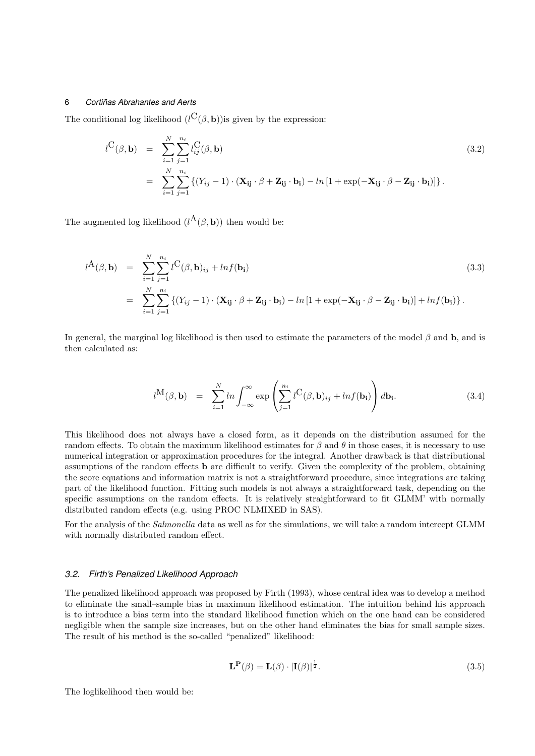The conditional log likelihood ($l^{\mathrm{C}}(\beta, \mathbf{b})$)is given by the expression:

$$
\begin{aligned}
l^{\mathrm{C}}(\beta, \mathbf{b}) &= \sum_{i=1}^{N} \sum_{j=1}^{n_i} l_{ij}^{\mathrm{C}}(\beta, \mathbf{b}) \qquad (3.2) \\
&= \sum_{i=1}^{N} \sum_{j=1}^{n_i} \left\{ (Y_{ij} - 1) \cdot (\mathbf{X_{ij}} \cdot \beta + \mathbf{Z_{ij}} \cdot \mathbf{b_i}) - ln\left[1 + \exp(-\mathbf{X_{ij}} \cdot \beta - \mathbf{Z_{ij}} \cdot \mathbf{b_i})\right] \right\}.
\end{aligned}
$$

The augmented log likelihood ($l^{\mathrm{A}}(\beta, \mathbf{b})$) then would be:

$$
\begin{aligned}
l^{\mathrm{A}}(\beta, \mathbf{b}) &= \sum_{i=1}^{N} \sum_{j=1}^{n_i} l^{\mathrm{C}}(\beta, \mathbf{b})_{ij} + lnf(\mathbf{b_i}) \qquad (3.3) \\
&= \sum_{i=1}^{N} \sum_{j=1}^{n_i} \left\{ (Y_{ij} - 1) \cdot (\mathbf{X_{ij}} \cdot \beta + \mathbf{Z_{ij}} \cdot \mathbf{b_i}) - ln\left[1 + \exp(-\mathbf{X_{ij}} \cdot \beta - \mathbf{Z_{ij}} \cdot \mathbf{b_i})\right] + lnf(\mathbf{b_i}) \right\}.
\end{aligned}
$$

In general, the marginal log likelihood is then used to estimate the parameters of the model $\beta$ and $\mathbf{b}$, and is then calculated as:

$$
l^{\mathrm{M}}(\beta, \mathbf{b}) = \sum_{i=1}^{N} ln \int_{-\infty}^{\infty} \exp\left( \sum_{j=1}^{n_i} l^{\mathrm{C}}(\beta, \mathbf{b})_{ij} + lnf(\mathbf{b_i}) \right) d\mathbf{b_i}. \qquad (3.4)
$$

This likelihood does not always have a closed form, as it depends on the distribution assumed for the random effects. To obtain the maximum likelihood estimates for $\beta$ and $\theta$ in those cases, it is necessary to use numerical integration or approximation procedures for the integral. Another drawback is that distributional assumptions of the random effects **b** are difficult to verify. Given the complexity of the problem, obtaining the score equations and information matrix is not a straightforward procedure, since integrations are taking part of the likelihood function. Fitting such models is not always a straightforward task, depending on the specific assumptions on the random effects. It is relatively straightforward to fit GLMM' with normally distributed random effects (e.g. using PROC NLMIXED in SAS).

For the analysis of the *Salmonella* data as well as for the simulations, we will take a random intercept GLMM with normally distributed random effect.

### 3.2. Firth's Penalized Likelihood Approach

The penalized likelihood approach was proposed by Firth (1993), whose central idea was to develop a method to eliminate the small–sample bias in maximum likelihood estimation. The intuition behind his approach is to introduce a bias term into the standard likelihood function which on the one hand can be considered negligible when the sample size increases, but on the other hand eliminates the bias for small sample sizes. The result of his method is the so-called "penalized" likelihood:

$$
\mathbf{L^P}(\beta) = \mathbf{L}(\beta) \cdot |\mathbf{I}(\beta)|^{\frac{1}{2}}. \qquad (3.5)
$$

The loglikelihood then would be: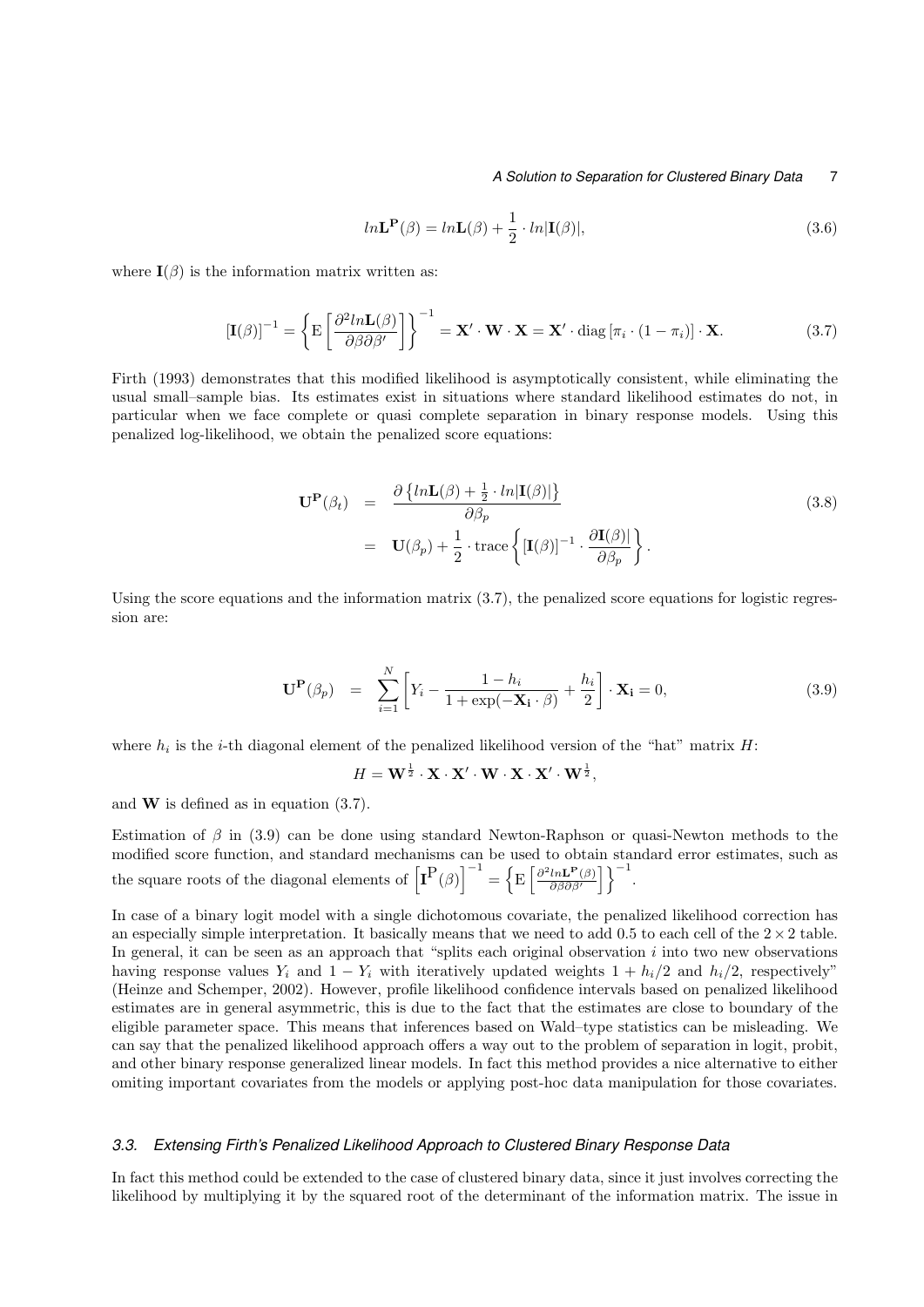$$ln\mathbf{L}^{\mathbf{P}}(\beta) = ln\mathbf{L}(\beta) + \frac{1}{2} \cdot ln|\mathbf{I}(\beta)|, \tag{3.6}$$

where $\mathbf{I}(\beta)$ is the information matrix written as:

$$[\mathbf{I}(\beta)]^{-1} = \left\{ \mathrm{E}\left[ \frac{\partial^2 ln\mathbf{L}(\beta)}{\partial\beta\partial\beta'} \right] \right\}^{-1} = \mathbf{X}' \cdot \mathbf{W} \cdot \mathbf{X} = \mathbf{X}' \cdot \mathrm{diag}\left[\pi_i \cdot (1 - \pi_i)\right] \cdot \mathbf{X}. \tag{3.7}$$

Firth (1993) demonstrates that this modified likelihood is asymptotically consistent, while eliminating the usual small–sample bias. Its estimates exist in situations where standard likelihood estimates do not, in particular when we face complete or quasi complete separation in binary response models. Using this penalized log-likelihood, we obtain the penalized score equations:

$$\begin{aligned} \mathbf{U}^{\mathbf{P}}(\beta_t) &= \frac{\partial \left\{ ln\mathbf{L}(\beta) + \frac{1}{2} \cdot ln|\mathbf{I}(\beta)| \right\}}{\partial \beta_p} \\ &= \mathbf{U}(\beta_p) + \frac{1}{2} \cdot \mathrm{trace}\left\{ [\mathbf{I}(\beta)]^{-1} \cdot \frac{\partial \mathbf{I}(\beta)|}{\partial \beta_p} \right\}. \end{aligned} \tag{3.8}$$

Using the score equations and the information matrix (3.7), the penalized score equations for logistic regression are:

$$\mathbf{U}^{\mathbf{P}}(\beta_p) = \sum_{i=1}^{N} \left[ Y_i - \frac{1 - h_i}{1 + \exp(-\mathbf{X_i} \cdot \beta)} + \frac{h_i}{2} \right] \cdot \mathbf{X_i} = 0, \tag{3.9}$$

where $h_i$ is the $i$-th diagonal element of the penalized likelihood version of the "hat" matrix $H$:

$$H = \mathbf{W}^{\frac{1}{2}} \cdot \mathbf{X} \cdot \mathbf{X}' \cdot \mathbf{W} \cdot \mathbf{X} \cdot \mathbf{X}' \cdot \mathbf{W}^{\frac{1}{2}},$$

and $\mathbf{W}$ is defined as in equation (3.7).

Estimation of $\beta$ in (3.9) can be done using standard Newton-Raphson or quasi-Newton methods to the modified score function, and standard mechanisms can be used to obtain standard error estimates, such as the square roots of the diagonal elements of $\left[\mathbf{I}^{\mathrm{P}}(\beta)\right]^{-1} = \left\{ \mathrm{E}\left[ \frac{\partial^2 ln\mathbf{L}^{\mathbf{P}}(\beta)}{\partial\beta\partial\beta'} \right] \right\}^{-1}$.

In case of a binary logit model with a single dichotomous covariate, the penalized likelihood correction has an especially simple interpretation. It basically means that we need to add 0.5 to each cell of the $2 \times 2$ table. In general, it can be seen as an approach that "splits each original observation $i$ into two new observations having response values $Y_i$ and $1 - Y_i$ with iteratively updated weights $1 + h_i/2$ and $h_i/2$, respectively" (Heinze and Schemper, 2002). However, profile likelihood confidence intervals based on penalized likelihood estimates are in general asymmetric, this is due to the fact that the estimates are close to boundary of the eligible parameter space. This means that inferences based on Wald–type statistics can be misleading. We can say that the penalized likelihood approach offers a way out to the problem of separation in logit, probit, and other binary response generalized linear models. In fact this method provides a nice alternative to either omiting important covariates from the models or applying post-hoc data manipulation for those covariates.

### *3.3. Extensing Firth's Penalized Likelihood Approach to Clustered Binary Response Data*

In fact this method could be extended to the case of clustered binary data, since it just involves correcting the likelihood by multiplying it by the squared root of the determinant of the information matrix. The issue in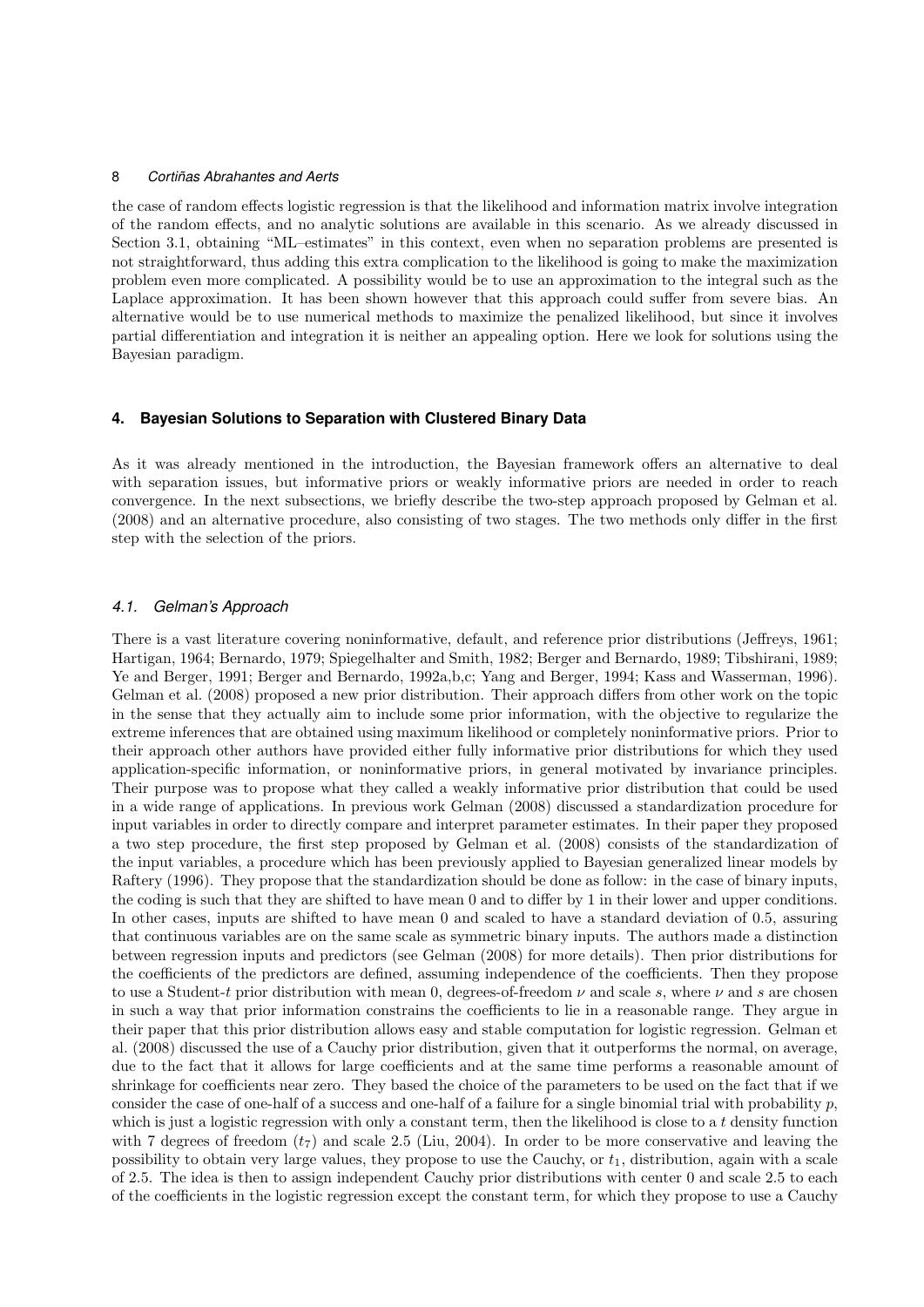the case of random effects logistic regression is that the likelihood and information matrix involve integration of the random effects, and no analytic solutions are available in this scenario. As we already discussed in Section 3.1, obtaining "ML–estimates" in this context, even when no separation problems are presented is not straightforward, thus adding this extra complication to the likelihood is going to make the maximization problem even more complicated. A possibility would be to use an approximation to the integral such as the Laplace approximation. It has been shown however that this approach could suffer from severe bias. An alternative would be to use numerical methods to maximize the penalized likelihood, but since it involves partial differentiation and integration it is neither an appealing option. Here we look for solutions using the Bayesian paradigm.

## 4. Bayesian Solutions to Separation with Clustered Binary Data

As it was already mentioned in the introduction, the Bayesian framework offers an alternative to deal with separation issues, but informative priors or weakly informative priors are needed in order to reach convergence. In the next subsections, we briefly describe the two-step approach proposed by Gelman et al. (2008) and an alternative procedure, also consisting of two stages. The two methods only differ in the first step with the selection of the priors.

### *4.1. Gelman's Approach*

There is a vast literature covering noninformative, default, and reference prior distributions (Jeffreys, 1961; Hartigan, 1964; Bernardo, 1979; Spiegelhalter and Smith, 1982; Berger and Bernardo, 1989; Tibshirani, 1989; Ye and Berger, 1991; Berger and Bernardo, 1992a,b,c; Yang and Berger, 1994; Kass and Wasserman, 1996). Gelman et al. (2008) proposed a new prior distribution. Their approach differs from other work on the topic in the sense that they actually aim to include some prior information, with the objective to regularize the extreme inferences that are obtained using maximum likelihood or completely noninformative priors. Prior to their approach other authors have provided either fully informative prior distributions for which they used application-specific information, or noninformative priors, in general motivated by invariance principles. Their purpose was to propose what they called a weakly informative prior distribution that could be used in a wide range of applications. In previous work Gelman (2008) discussed a standardization procedure for input variables in order to directly compare and interpret parameter estimates. In their paper they proposed a two step procedure, the first step proposed by Gelman et al. (2008) consists of the standardization of the input variables, a procedure which has been previously applied to Bayesian generalized linear models by Raftery (1996). They propose that the standardization should be done as follow: in the case of binary inputs, the coding is such that they are shifted to have mean 0 and to differ by 1 in their lower and upper conditions. In other cases, inputs are shifted to have mean 0 and scaled to have a standard deviation of 0.5, assuring that continuous variables are on the same scale as symmetric binary inputs. The authors made a distinction between regression inputs and predictors (see Gelman (2008) for more details). Then prior distributions for the coefficients of the predictors are defined, assuming independence of the coefficients. Then they propose to use a Student-$t$ prior distribution with mean 0, degrees-of-freedom $\nu$ and scale $s$, where $\nu$ and $s$ are chosen in such a way that prior information constrains the coefficients to lie in a reasonable range. They argue in their paper that this prior distribution allows easy and stable computation for logistic regression. Gelman et al. (2008) discussed the use of a Cauchy prior distribution, given that it outperforms the normal, on average, due to the fact that it allows for large coefficients and at the same time performs a reasonable amount of shrinkage for coefficients near zero. They based the choice of the parameters to be used on the fact that if we consider the case of one-half of a success and one-half of a failure for a single binomial trial with probability $p$, which is just a logistic regression with only a constant term, then the likelihood is close to a $t$ density function with 7 degrees of freedom ($t_7$) and scale 2.5 (Liu, 2004). In order to be more conservative and leaving the possibility to obtain very large values, they propose to use the Cauchy, or $t_1$, distribution, again with a scale of 2.5. The idea is then to assign independent Cauchy prior distributions with center 0 and scale 2.5 to each of the coefficients in the logistic regression except the constant term, for which they propose to use a Cauchy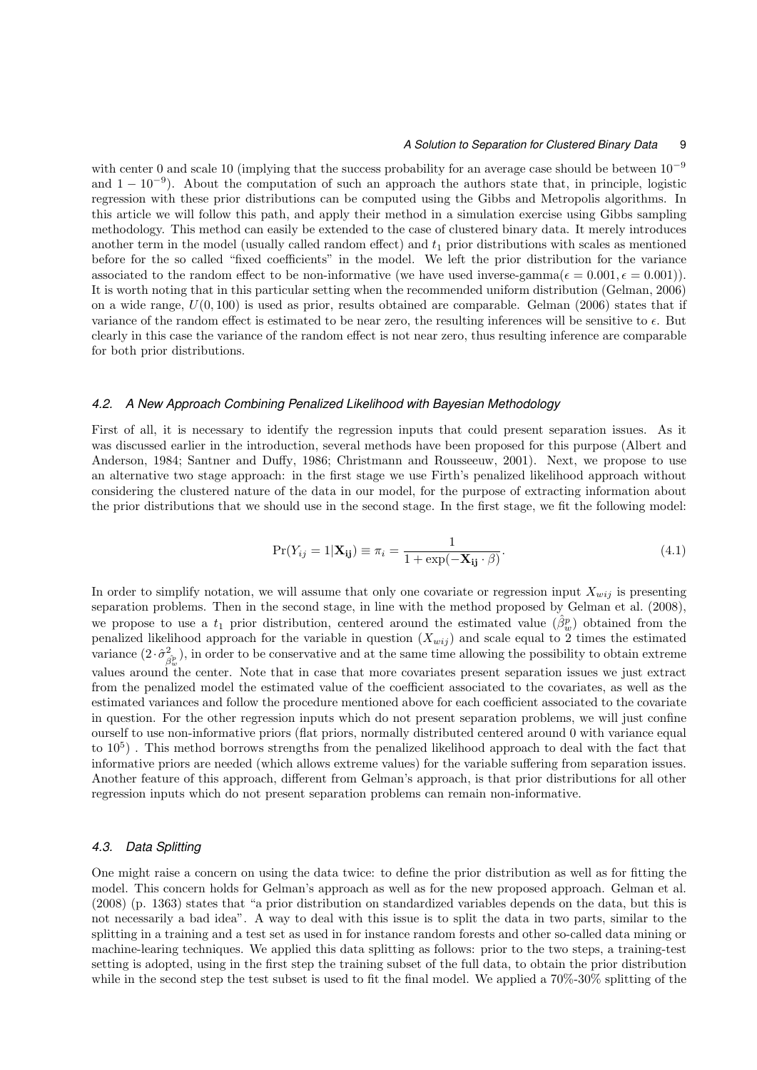with center 0 and scale 10 (implying that the success probability for an average case should be between $10^{-9}$ and $1 - 10^{-9}$). About the computation of such an approach the authors state that, in principle, logistic regression with these prior distributions can be computed using the Gibbs and Metropolis algorithms. In this article we will follow this path, and apply their method in a simulation exercise using Gibbs sampling methodology. This method can easily be extended to the case of clustered binary data. It merely introduces another term in the model (usually called random effect) and $t_1$ prior distributions with scales as mentioned before for the so called "fixed coefficients" in the model. We left the prior distribution for the variance associated to the random effect to be non-informative (we have used inverse-gamma($\epsilon = 0.001, \epsilon = 0.001$)). It is worth noting that in this particular setting when the recommended uniform distribution (Gelman, 2006) on a wide range, $U(0, 100)$ is used as prior, results obtained are comparable. Gelman (2006) states that if variance of the random effect is estimated to be near zero, the resulting inferences will be sensitive to $\epsilon$. But clearly in this case the variance of the random effect is not near zero, thus resulting inference are comparable for both prior distributions.

### *4.2. A New Approach Combining Penalized Likelihood with Bayesian Methodology*

First of all, it is necessary to identify the regression inputs that could present separation issues. As it was discussed earlier in the introduction, several methods have been proposed for this purpose (Albert and Anderson, 1984; Santner and Duffy, 1986; Christmann and Rousseeuw, 2001). Next, we propose to use an alternative two stage approach: in the first stage we use Firth's penalized likelihood approach without considering the clustered nature of the data in our model, for the purpose of extracting information about the prior distributions that we should use in the second stage. In the first stage, we fit the following model:

$$\Pr(Y_{ij} = 1|\mathbf{X_{ij}}) \equiv \pi_i = \frac{1}{1 + \exp(-\mathbf{X_{ij}} \cdot \beta)}. \tag{4.1}$$

In order to simplify notation, we will assume that only one covariate or regression input $X_{wij}$ is presenting separation problems. Then in the second stage, in line with the method proposed by Gelman et al. (2008), we propose to use a $t_1$ prior distribution, centered around the estimated value ($\hat{\beta}^p_w$) obtained from the penalized likelihood approach for the variable in question ($X_{wij}$) and scale equal to 2 times the estimated variance ($2 \cdot \hat{\sigma}^2_{\hat{\beta}^p_w}$), in order to be conservative and at the same time allowing the possibility to obtain extreme values around the center. Note that in case that more covariates present separation issues we just extract from the penalized model the estimated value of the coefficient associated to the covariates, as well as the estimated variances and follow the procedure mentioned above for each coefficient associated to the covariate in question. For the other regression inputs which do not present separation problems, we will just confine ourself to use non-informative priors (flat priors, normally distributed centered around 0 with variance equal to $10^5$) . This method borrows strengths from the penalized likelihood approach to deal with the fact that informative priors are needed (which allows extreme values) for the variable suffering from separation issues. Another feature of this approach, different from Gelman's approach, is that prior distributions for all other regression inputs which do not present separation problems can remain non-informative.

### *4.3. Data Splitting*

One might raise a concern on using the data twice: to define the prior distribution as well as for fitting the model. This concern holds for Gelman's approach as well as for the new proposed approach. Gelman et al. (2008) (p. 1363) states that "a prior distribution on standardized variables depends on the data, but this is not necessarily a bad idea". A way to deal with this issue is to split the data in two parts, similar to the splitting in a training and a test set as used in for instance random forests and other so-called data mining or machine-learing techniques. We applied this data splitting as follows: prior to the two steps, a training-test setting is adopted, using in the first step the training subset of the full data, to obtain the prior distribution while in the second step the test subset is used to fit the final model. We applied a 70%-30% splitting of the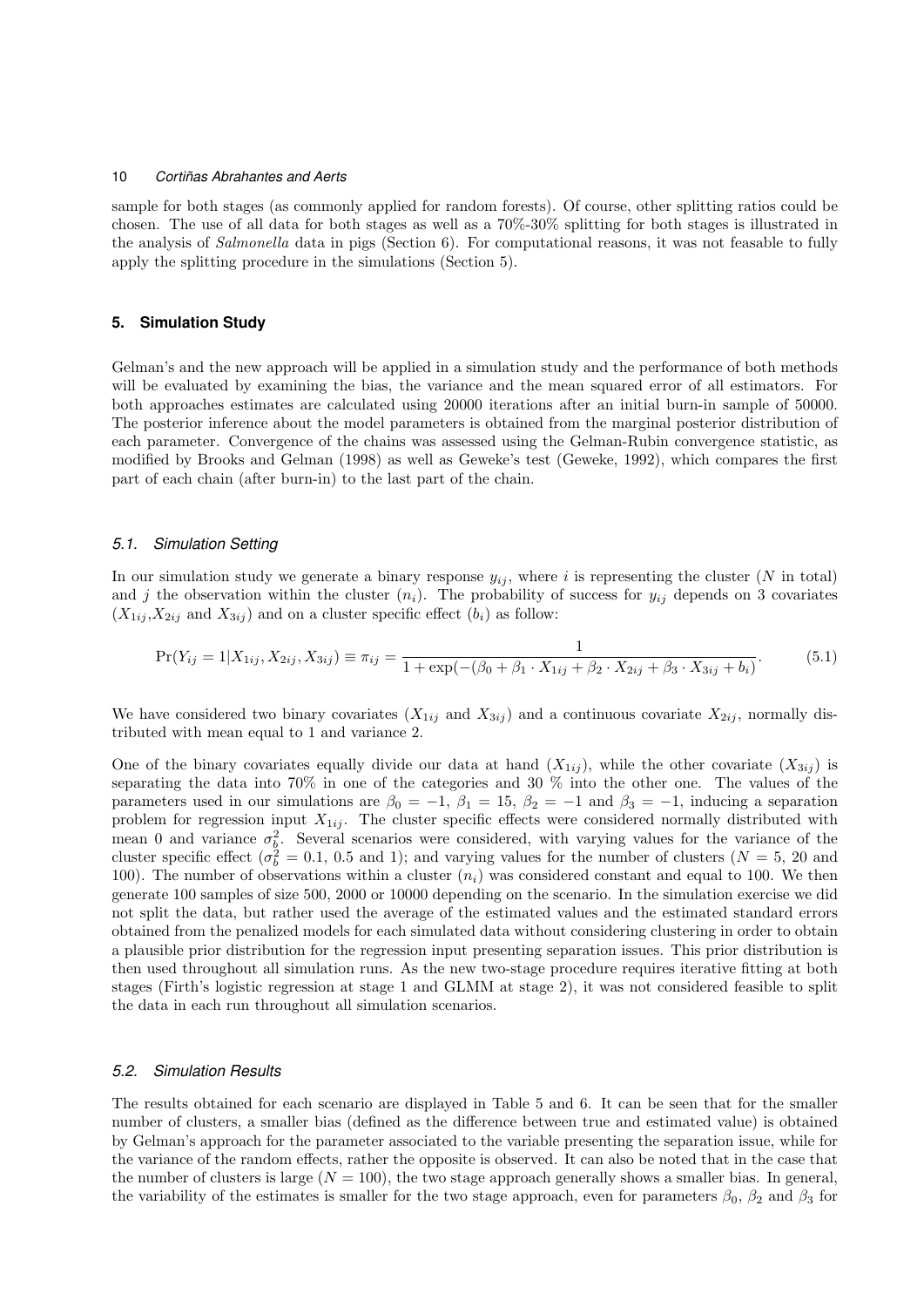sample for both stages (as commonly applied for random forests). Of course, other splitting ratios could be chosen. The use of all data for both stages as well as a 70%-30% splitting for both stages is illustrated in the analysis of *Salmonella* data in pigs (Section 6). For computational reasons, it was not feasable to fully apply the splitting procedure in the simulations (Section 5).

## 5. Simulation Study

Gelman's and the new approach will be applied in a simulation study and the performance of both methods will be evaluated by examining the bias, the variance and the mean squared error of all estimators. For both approaches estimates are calculated using 20000 iterations after an initial burn-in sample of 50000. The posterior inference about the model parameters is obtained from the marginal posterior distribution of each parameter. Convergence of the chains was assessed using the Gelman-Rubin convergence statistic, as modified by Brooks and Gelman (1998) as well as Geweke's test (Geweke, 1992), which compares the first part of each chain (after burn-in) to the last part of the chain.

### *5.1. Simulation Setting*

In our simulation study we generate a binary response $y_{ij}$, where $i$ is representing the cluster ($N$ in total) and $j$ the observation within the cluster ($n_i$). The probability of success for $y_{ij}$ depends on 3 covariates ($X_{1ij}$,$X_{2ij}$ and $X_{3ij}$) and on a cluster specific effect ($b_i$) as follow:

$$\Pr(Y_{ij} = 1 | X_{1ij}, X_{2ij}, X_{3ij}) \equiv \pi_{ij} = \frac{1}{1 + \exp(-(\beta_0 + \beta_1 \cdot X_{1ij} + \beta_2 \cdot X_{2ij} + \beta_3 \cdot X_{3ij} + b_i)}. \tag{5.1}$$

We have considered two binary covariates ($X_{1ij}$ and $X_{3ij}$) and a continuous covariate $X_{2ij}$, normally distributed with mean equal to 1 and variance 2.

One of the binary covariates equally divide our data at hand ($X_{1ij}$), while the other covariate ($X_{3ij}$) is separating the data into 70% in one of the categories and 30 % into the other one. The values of the parameters used in our simulations are $\beta_0 = -1$, $\beta_1 = 15$, $\beta_2 = -1$ and $\beta_3 = -1$, inducing a separation problem for regression input $X_{1ij}$. The cluster specific effects were considered normally distributed with mean 0 and variance $\sigma_b^2$. Several scenarios were considered, with varying values for the variance of the cluster specific effect ($\sigma_b^2 = 0.1$, 0.5 and 1); and varying values for the number of clusters ($N = 5$, 20 and 100). The number of observations within a cluster ($n_i$) was considered constant and equal to 100. We then generate 100 samples of size 500, 2000 or 10000 depending on the scenario. In the simulation exercise we did not split the data, but rather used the average of the estimated values and the estimated standard errors obtained from the penalized models for each simulated data without considering clustering in order to obtain a plausible prior distribution for the regression input presenting separation issues. This prior distribution is then used throughout all simulation runs. As the new two-stage procedure requires iterative fitting at both stages (Firth's logistic regression at stage 1 and GLMM at stage 2), it was not considered feasible to split the data in each run throughout all simulation scenarios.

### *5.2. Simulation Results*

The results obtained for each scenario are displayed in Table 5 and 6. It can be seen that for the smaller number of clusters, a smaller bias (defined as the difference between true and estimated value) is obtained by Gelman's approach for the parameter associated to the variable presenting the separation issue, while for the variance of the random effects, rather the opposite is observed. It can also be noted that in the case that the number of clusters is large ($N = 100$), the two stage approach generally shows a smaller bias. In general, the variability of the estimates is smaller for the two stage approach, even for parameters $\beta_0$, $\beta_2$ and $\beta_3$ for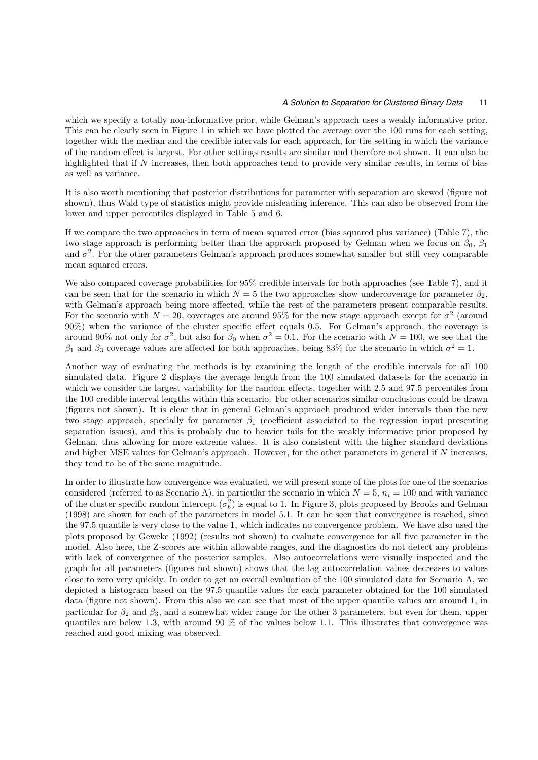which we specify a totally non-informative prior, while Gelman's approach uses a weakly informative prior. This can be clearly seen in Figure 1 in which we have plotted the average over the 100 runs for each setting, together with the median and the credible intervals for each approach, for the setting in which the variance of the random effect is largest. For other settings results are similar and therefore not shown. It can also be highlighted that if $N$ increases, then both approaches tend to provide very similar results, in terms of bias as well as variance.

It is also worth mentioning that posterior distributions for parameter with separation are skewed (figure not shown), thus Wald type of statistics might provide misleading inference. This can also be observed from the lower and upper percentiles displayed in Table 5 and 6.

If we compare the two approaches in term of mean squared error (bias squared plus variance) (Table 7), the two stage approach is performing better than the approach proposed by Gelman when we focus on $\beta_0$, $\beta_1$ and $\sigma^2$. For the other parameters Gelman's approach produces somewhat smaller but still very comparable mean squared errors.

We also compared coverage probabilities for 95% credible intervals for both approaches (see Table 7), and it can be seen that for the scenario in which $N = 5$ the two approaches show undercoverage for parameter $\beta_2$, with Gelman's approach being more affected, while the rest of the parameters present comparable results. For the scenario with $N = 20$, coverages are around 95% for the new stage approach except for $\sigma^2$ (around 90%) when the variance of the cluster specific effect equals 0.5. For Gelman's approach, the coverage is around 90% not only for $\sigma^2$, but also for $\beta_0$ when $\sigma^2 = 0.1$. For the scenario with $N = 100$, we see that the $\beta_1$ and $\beta_3$ coverage values are affected for both approaches, being 83% for the scenario in which $\sigma^2 = 1$.

Another way of evaluating the methods is by examining the length of the credible intervals for all 100 simulated data. Figure 2 displays the average length from the 100 simulated datasets for the scenario in which we consider the largest variability for the random effects, together with 2.5 and 97.5 percentiles from the 100 credible interval lengths within this scenario. For other scenarios similar conclusions could be drawn (figures not shown). It is clear that in general Gelman's approach produced wider intervals than the new two stage approach, specially for parameter $\beta_1$ (coefficient associated to the regression input presenting separation issues), and this is probably due to heavier tails for the weakly informative prior proposed by Gelman, thus allowing for more extreme values. It is also consistent with the higher standard deviations and higher MSE values for Gelman's approach. However, for the other parameters in general if $N$ increases, they tend to be of the same magnitude.

In order to illustrate how convergence was evaluated, we will present some of the plots for one of the scenarios considered (referred to as Scenario A), in particular the scenario in which $N = 5$, $n_i = 100$ and with variance of the cluster specific random intercept ($\sigma_b^2$) is equal to 1. In Figure 3, plots proposed by Brooks and Gelman (1998) are shown for each of the parameters in model 5.1. It can be seen that convergence is reached, since the 97.5 quantile is very close to the value 1, which indicates no convergence problem. We have also used the plots proposed by Geweke (1992) (results not shown) to evaluate convergence for all five parameter in the model. Also here, the Z-scores are within allowable ranges, and the diagnostics do not detect any problems with lack of convergence of the posterior samples. Also autocorrelations were visually inspected and the graph for all parameters (figures not shown) shows that the lag autocorrelation values decreases to values close to zero very quickly. In order to get an overall evaluation of the 100 simulated data for Scenario A, we depicted a histogram based on the 97.5 quantile values for each parameter obtained for the 100 simulated data (figure not shown). From this also we can see that most of the upper quantile values are around 1, in particular for $\beta_2$ and $\beta_3$, and a somewhat wider range for the other 3 parameters, but even for them, upper quantiles are below 1.3, with around 90 % of the values below 1.1. This illustrates that convergence was reached and good mixing was observed.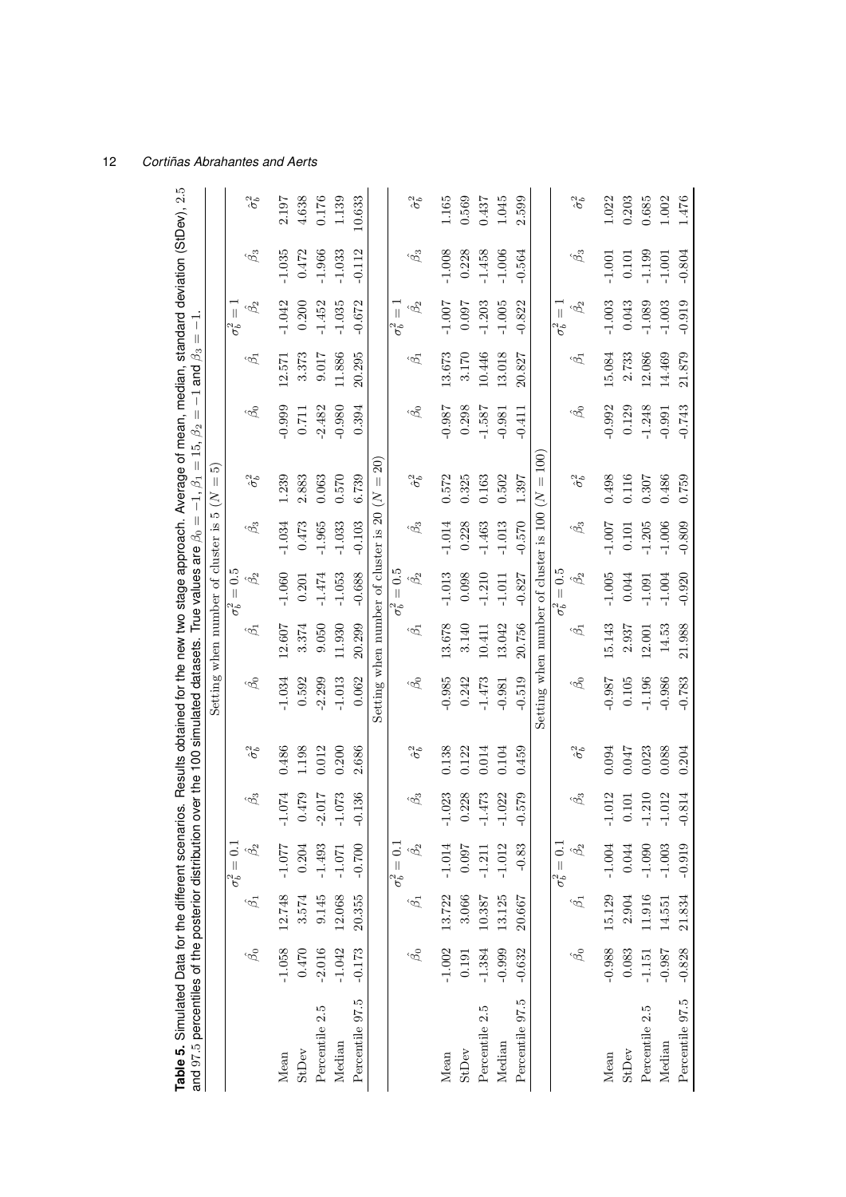**Table 5.** Simulated Data for the different scenarios. Results obtained for the new two stage approach. Average of mean, median, standard deviation (StDev), 2.5 and 97.5 percentiles of the posterior distribution over the 100 simulated datasets. True values are $\beta_0 = -1, \beta_1 = 15, \beta_2 = -1$ and $\beta_3 = -1$.

| | Setting when number of cluster is 5 ($N = 5$) | | | | | | | | | | | | | | |
|---|---|---|---|---|---|---|---|---|---|---|---|---|---|---|---|
| | $\sigma_b^2 = 0.1$ | | | | | $\sigma_b^2 = 0.5$ | | | | | $\sigma_b^2 = 1$ | | | | |
| | $\hat{\beta}_0$ | $\hat{\beta}_1$ | $\hat{\beta}_2$ | $\hat{\beta}_3$ | $\hat{\sigma}_b^2$ | $\hat{\beta}_0$ | $\hat{\beta}_1$ | $\hat{\beta}_2$ | $\hat{\beta}_3$ | $\hat{\sigma}_b^2$ | $\hat{\beta}_0$ | $\hat{\beta}_1$ | $\hat{\beta}_2$ | $\hat{\beta}_3$ | $\hat{\sigma}_b^2$ |
| Mean | -1.058 | 12.748 | -1.077 | -1.074 | 0.486 | -1.034 | 12.607 | -1.060 | -1.034 | 1.239 | -0.999 | 12.571 | -1.042 | -1.035 | 2.197 |
| StDev | 0.470 | 3.574 | 0.204 | 0.479 | 1.198 | 0.592 | 3.374 | 0.201 | 0.473 | 2.883 | 0.711 | 3.373 | 0.200 | 0.472 | 4.638 |
| Percentile 2.5 | -2.016 | 9.145 | -1.493 | -2.017 | 0.012 | -2.299 | 9.050 | -1.474 | -1.965 | 0.063 | -2.482 | 9.017 | -1.452 | -1.966 | 0.176 |
| Median | -1.042 | 12.068 | -1.071 | -1.073 | 0.200 | -1.013 | 11.930 | -1.053 | -1.033 | 0.570 | -0.980 | 11.886 | -1.035 | -1.033 | 1.139 |
| Percentile 97.5 | -0.173 | 20.355 | -0.700 | -0.136 | 2.686 | 0.062 | 20.299 | -0.688 | -0.103 | 6.739 | 0.394 | 20.295 | -0.672 | -0.112 | 10.633 |
| | Setting when number of cluster is 20 ($N = 20$) | | | | | | | | | | | | | | |
| | $\sigma_b^2 = 0.1$ | | | | | $\sigma_b^2 = 0.5$ | | | | | $\sigma_b^2 = 1$ | | | | |
| | $\hat{\beta}_0$ | $\hat{\beta}_1$ | $\hat{\beta}_2$ | $\hat{\beta}_3$ | $\hat{\sigma}_b^2$ | $\hat{\beta}_0$ | $\hat{\beta}_1$ | $\hat{\beta}_2$ | $\hat{\beta}_3$ | $\hat{\sigma}_b^2$ | $\hat{\beta}_0$ | $\hat{\beta}_1$ | $\hat{\beta}_2$ | $\hat{\beta}_3$ | $\hat{\sigma}_b^2$ |
| Mean | -1.002 | 13.722 | -1.014 | -1.023 | 0.138 | -0.985 | 13.678 | -1.013 | -1.014 | 0.572 | -0.987 | 13.673 | -1.007 | -1.008 | 1.165 |
| StDev | 0.191 | 3.066 | 0.097 | 0.228 | 0.122 | 0.242 | 3.140 | 0.098 | 0.228 | 0.325 | 0.298 | 3.170 | 0.097 | 0.228 | 0.569 |
| Percentile 2.5 | -1.384 | 10.387 | -1.211 | -1.473 | 0.014 | -1.473 | 10.411 | -1.210 | -1.463 | 0.163 | -1.587 | 10.446 | -1.203 | -1.458 | 0.437 |
| Median | -0.999 | 13.125 | -1.012 | -1.022 | 0.104 | -0.981 | 13.042 | -1.011 | -1.013 | 0.502 | -0.981 | 13.018 | -1.005 | -1.006 | 1.045 |
| Percentile 97.5 | -0.632 | 20.667 | -0.83 | -0.579 | 0.459 | -0.519 | 20.756 | -0.827 | -0.570 | 1.397 | -0.411 | 20.827 | -0.822 | -0.564 | 2.599 |
| | Setting when number of cluster is 100 ($N = 100$) | | | | | | | | | | | | | | |
| | $\sigma_b^2 = 0.1$ | | | | | $\sigma_b^2 = 0.5$ | | | | | $\sigma_b^2 = 1$ | | | | |
| | $\hat{\beta}_0$ | $\hat{\beta}_1$ | $\hat{\beta}_2$ | $\hat{\beta}_3$ | $\hat{\sigma}_b^2$ | $\hat{\beta}_0$ | $\hat{\beta}_1$ | $\hat{\beta}_2$ | $\hat{\beta}_3$ | $\hat{\sigma}_b^2$ | $\hat{\beta}_0$ | $\hat{\beta}_1$ | $\hat{\beta}_2$ | $\hat{\beta}_3$ | $\hat{\sigma}_b^2$ |
| Mean | -0.988 | 15.129 | -1.004 | -1.012 | 0.094 | -0.987 | 15.143 | -1.005 | -1.007 | 0.498 | -0.992 | 15.084 | -1.003 | -1.001 | 1.022 |
| StDev | 0.083 | 2.904 | 0.044 | 0.101 | 0.047 | 0.105 | 2.937 | 0.044 | 0.101 | 0.116 | 0.129 | 2.733 | 0.043 | 0.101 | 0.203 |
| Percentile 2.5 | -1.151 | 11.916 | -1.090 | -1.210 | 0.023 | -1.196 | 12.001 | -1.091 | -1.205 | 0.307 | -1.248 | 12.086 | -1.089 | -1.199 | 0.685 |
| Median | -0.987 | 14.551 | -1.003 | -1.012 | 0.088 | -0.986 | 14.53 | -1.004 | -1.006 | 0.486 | -0.991 | 14.469 | -1.003 | -1.001 | 1.002 |
| Percentile 97.5 | -0.828 | 21.834 | -0.919 | -0.814 | 0.204 | -0.783 | 21.988 | -0.920 | -0.809 | 0.759 | -0.743 | 21.879 | -0.919 | -0.804 | 1.476 |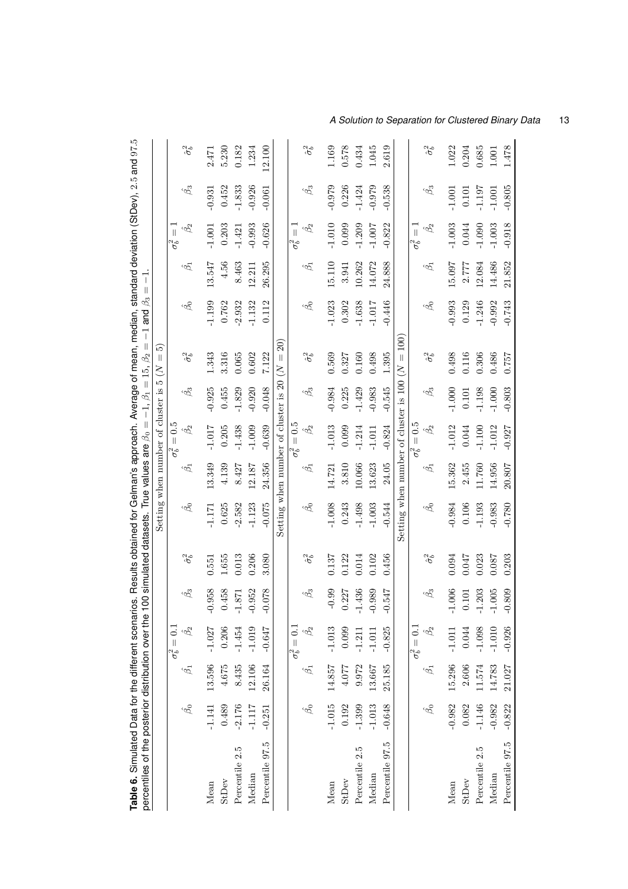**Table 6.** Simulated Data for the different scenarios. Results obtained for Gelman's approach. Average of mean, median, standard deviation (StDev), 2.5 and 97.5 percentiles of the posterior distribution over the 100 simulated datasets. True values are $\beta_0 = -1$, $\beta_1 = 15$, $\beta_2 = -1$ and $\beta_3 = -1$.

| Setting when number of cluster is 5 ($N = 5$) | | | | | | | | | | | | | | | |
|---|---|---|---|---|---|---|---|---|---|---|---|---|---|---|---|
| | $\sigma_b^2 = 0.1$ | | | | | $\sigma_b^2 = 0.5$ | | | | | $\sigma_b^2 = 1$ | | | | |
| | $\hat{\beta_0}$ | $\hat{\beta_1}$ | $\hat{\beta_2}$ | $\hat{\beta_3}$ | $\hat{\sigma}_b^2$ | $\hat{\beta_0}$ | $\hat{\beta_1}$ | $\hat{\beta_2}$ | $\hat{\beta_3}$ | $\hat{\sigma}_b^2$ | $\hat{\beta_0}$ | $\hat{\beta_1}$ | $\hat{\beta_2}$ | $\hat{\beta_3}$ | $\hat{\sigma}_b^2$ |
| Mean | -1.141 | 13.596 | -1.027 | -0.958 | 0.551 | -1.171 | 13.349 | -1.017 | -0.925 | 1.343 | -1.199 | 13.547 | -1.001 | -0.931 | 2.471 |
| StDev | 0.489 | 4.675 | 0.206 | 0.458 | 1.655 | 0.625 | 4.139 | 0.205 | 0.455 | 3.316 | 0.762 | 4.56 | 0.203 | 0.452 | 5.230 |
| Percentile 2.5 | -2.176 | 8.435 | -1.454 | -1.871 | 0.013 | -2.582 | 8.427 | -1.438 | -1.829 | 0.065 | -2.932 | 8.463 | -1.421 | -1.833 | 0.182 |
| Median | -1.117 | 12.106 | -1.019 | -0.952 | 0.206 | -1.123 | 12.187 | -1.009 | -0.920 | 0.602 | -1.132 | 12.211 | -0.993 | -0.926 | 1.234 |
| Percentile 97.5 | -0.251 | 26.164 | -0.647 | -0.078 | 3.080 | -0.075 | 24.356 | -0.639 | -0.048 | 7.122 | 0.112 | 26.295 | -0.626 | -0.061 | 12.100 |
| **Setting when number of cluster is 20 ($N = 20$)** | | | | | | | | | | | | | | | |
| | $\sigma_b^2 = 0.1$ | | | | | $\sigma_b^2 = 0.5$ | | | | | $\sigma_b^2 = 1$ | | | | |
| | $\hat{\beta_0}$ | $\hat{\beta_1}$ | $\hat{\beta_2}$ | $\hat{\beta_3}$ | $\hat{\sigma}_b^2$ | $\hat{\beta_0}$ | $\hat{\beta_1}$ | $\hat{\beta_2}$ | $\hat{\beta_3}$ | $\hat{\sigma}_b^2$ | $\hat{\beta_0}$ | $\hat{\beta_1}$ | $\hat{\beta_2}$ | $\hat{\beta_3}$ | $\hat{\sigma}_b^2$ |
| Mean | -1.015 | 14.857 | -1.013 | -0.99 | 0.137 | -1.008 | 14.721 | -1.013 | -0.984 | 0.569 | -1.023 | 15.110 | -1.010 | -0.979 | 1.169 |
| StDev | 0.192 | 4.077 | 0.099 | 0.227 | 0.122 | 0.243 | 3.810 | 0.099 | 0.225 | 0.327 | 0.302 | 3.941 | 0.099 | 0.226 | 0.578 |
| Percentile 2.5 | -1.399 | 9.972 | -1.211 | -1.436 | 0.014 | -1.498 | 10.066 | -1.214 | -1.429 | 0.160 | -1.638 | 10.262 | -1.209 | -1.424 | 0.434 |
| Median | -1.013 | 13.667 | -1.011 | -0.989 | 0.102 | -1.003 | 13.623 | -1.011 | -0.983 | 0.498 | -1.017 | 14.072 | -1.007 | -0.979 | 1.045 |
| Percentile 97.5 | -0.648 | 25.185 | -0.825 | -0.547 | 0.456 | -0.544 | 24.05 | -0.824 | -0.545 | 1.395 | -0.446 | 24.888 | -0.822 | -0.538 | 2.619 |
| **Setting when number of cluster is 100 ($N = 100$)** | | | | | | | | | | | | | | | |
| | $\sigma_b^2 = 0.1$ | | | | | $\sigma_b^2 = 0.5$ | | | | | $\sigma_b^2 = 1$ | | | | |
| | $\hat{\beta_0}$ | $\hat{\beta_1}$ | $\hat{\beta_2}$ | $\hat{\beta_3}$ | $\hat{\sigma}_b^2$ | $\hat{\beta_0}$ | $\hat{\beta_1}$ | $\hat{\beta_2}$ | $\hat{\beta_3}$ | $\hat{\sigma}_b^2$ | $\hat{\beta_0}$ | $\hat{\beta_1}$ | $\hat{\beta_2}$ | $\hat{\beta_3}$ | $\hat{\sigma}_b^2$ |
| Mean | -0.982 | 15.296 | -1.011 | -1.006 | 0.094 | -0.984 | 15.362 | -1.012 | -1.000 | 0.498 | -0.993 | 15.097 | -1.003 | -1.001 | 1.022 |
| StDev | 0.082 | 2.606 | 0.044 | 0.101 | 0.047 | 0.106 | 2.455 | 0.044 | 0.101 | 0.116 | 0.129 | 2.777 | 0.044 | 0.101 | 0.204 |
| Percentile 2.5 | -1.146 | 11.574 | -1.098 | -1.203 | 0.023 | -1.193 | 11.760 | -1.100 | -1.198 | 0.306 | -1.246 | 12.084 | -1.090 | -1.197 | 0.685 |
| Median | -0.982 | 14.783 | -1.010 | -1.005 | 0.087 | -0.983 | 14.956 | -1.012 | -1.000 | 0.486 | -0.992 | 14.486 | -1.003 | -1.001 | 1.001 |
| Percentile 97.5 | -0.822 | 21.027 | -0.926 | -0.809 | 0.203 | -0.780 | 20.807 | -0.927 | -0.803 | 0.757 | -0.743 | 21.852 | -0.918 | -0.805 | 1.478 |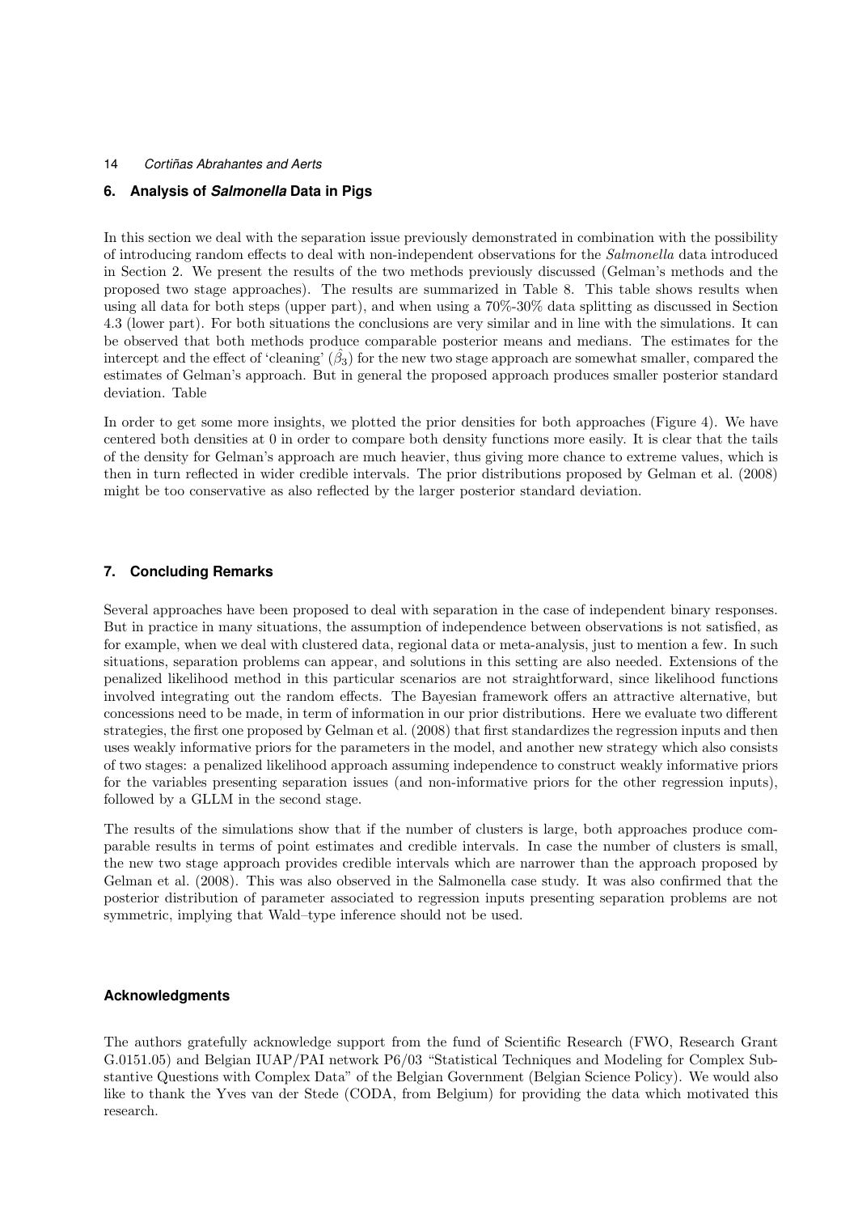## 6. Analysis of *Salmonella* Data in Pigs

In this section we deal with the separation issue previously demonstrated in combination with the possibility of introducing random effects to deal with non-independent observations for the *Salmonella* data introduced in Section 2. We present the results of the two methods previously discussed (Gelman's methods and the proposed two stage approaches). The results are summarized in Table 8. This table shows results when using all data for both steps (upper part), and when using a 70%-30% data splitting as discussed in Section 4.3 (lower part). For both situations the conclusions are very similar and in line with the simulations. It can be observed that both methods produce comparable posterior means and medians. The estimates for the intercept and the effect of 'cleaning' ($\hat{\beta}_3$) for the new two stage approach are somewhat smaller, compared the estimates of Gelman's approach. But in general the proposed approach produces smaller posterior standard deviation. Table

In order to get some more insights, we plotted the prior densities for both approaches (Figure 4). We have centered both densities at 0 in order to compare both density functions more easily. It is clear that the tails of the density for Gelman's approach are much heavier, thus giving more chance to extreme values, which is then in turn reflected in wider credible intervals. The prior distributions proposed by Gelman et al. (2008) might be too conservative as also reflected by the larger posterior standard deviation.

## 7. Concluding Remarks

Several approaches have been proposed to deal with separation in the case of independent binary responses. But in practice in many situations, the assumption of independence between observations is not satisfied, as for example, when we deal with clustered data, regional data or meta-analysis, just to mention a few. In such situations, separation problems can appear, and solutions in this setting are also needed. Extensions of the penalized likelihood method in this particular scenarios are not straightforward, since likelihood functions involved integrating out the random effects. The Bayesian framework offers an attractive alternative, but concessions need to be made, in term of information in our prior distributions. Here we evaluate two different strategies, the first one proposed by Gelman et al. (2008) that first standardizes the regression inputs and then uses weakly informative priors for the parameters in the model, and another new strategy which also consists of two stages: a penalized likelihood approach assuming independence to construct weakly informative priors for the variables presenting separation issues (and non-informative priors for the other regression inputs), followed by a GLLM in the second stage.

The results of the simulations show that if the number of clusters is large, both approaches produce comparable results in terms of point estimates and credible intervals. In case the number of clusters is small, the new two stage approach provides credible intervals which are narrower than the approach proposed by Gelman et al. (2008). This was also observed in the Salmonella case study. It was also confirmed that the posterior distribution of parameter associated to regression inputs presenting separation problems are not symmetric, implying that Wald–type inference should not be used.

## Acknowledgments

The authors gratefully acknowledge support from the fund of Scientific Research (FWO, Research Grant G.0151.05) and Belgian IUAP/PAI network P6/03 "Statistical Techniques and Modeling for Complex Substantive Questions with Complex Data" of the Belgian Government (Belgian Science Policy). We would also like to thank the Yves van der Stede (CODA, from Belgium) for providing the data which motivated this research.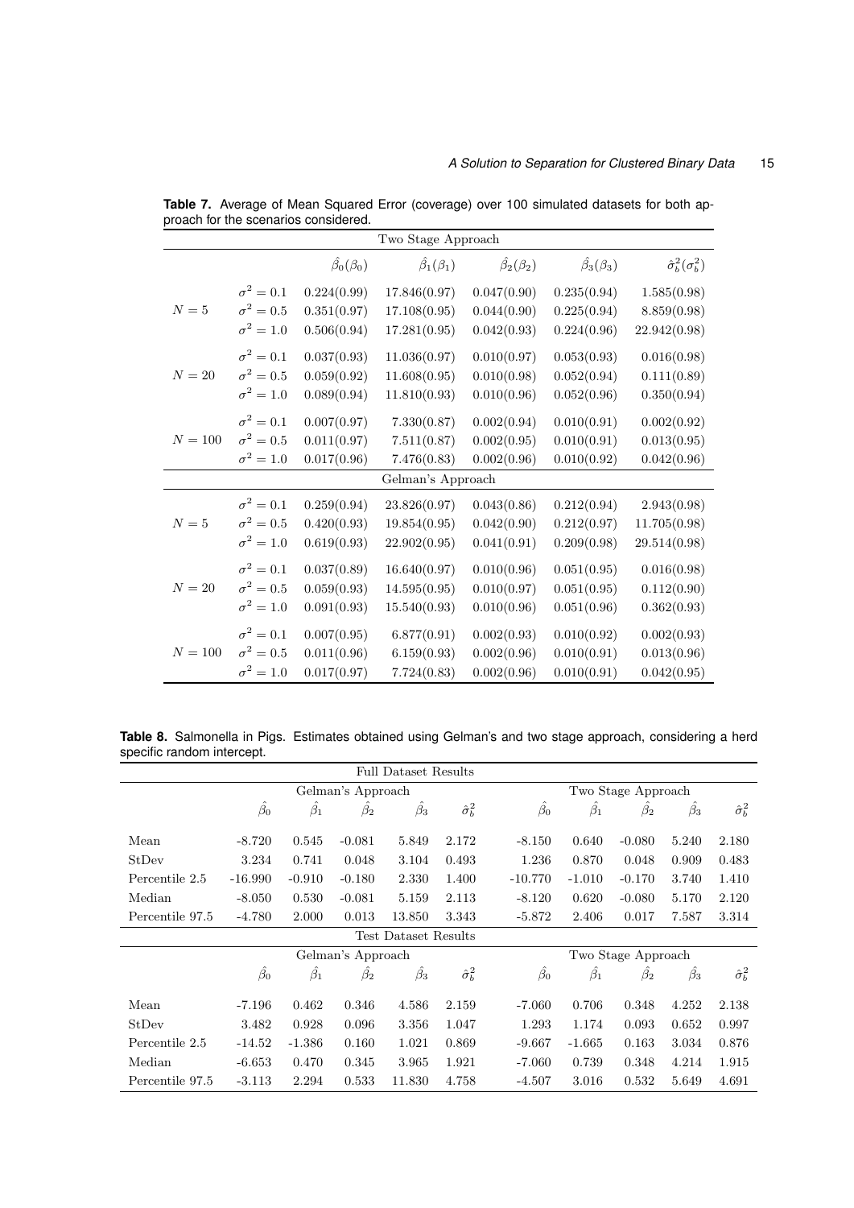**Table 7.** Average of Mean Squared Error (coverage) over 100 simulated datasets for both approach for the scenarios considered.

| Two Stage Approach | | | | | | |
|---|---|---|---|---|---|---|
| | | $\hat{\beta}_0(\beta_0)$ | $\hat{\beta}_1(\beta_1)$ | $\hat{\beta}_2(\beta_2)$ | $\hat{\beta}_3(\beta_3)$ | $\hat{\sigma}^2_b(\sigma^2_b)$ |
| $N = 5$ | $\sigma^2 = 0.1$ | 0.224(0.99) | 17.846(0.97) | 0.047(0.90) | 0.235(0.94) | 1.585(0.98) |
| | $\sigma^2 = 0.5$ | 0.351(0.97) | 17.108(0.95) | 0.044(0.90) | 0.225(0.94) | 8.859(0.98) |
| | $\sigma^2 = 1.0$ | 0.506(0.94) | 17.281(0.95) | 0.042(0.93) | 0.224(0.96) | 22.942(0.98) |
| $N = 20$ | $\sigma^2 = 0.1$ | 0.037(0.93) | 11.036(0.97) | 0.010(0.97) | 0.053(0.93) | 0.016(0.98) |
| | $\sigma^2 = 0.5$ | 0.059(0.92) | 11.608(0.95) | 0.010(0.98) | 0.052(0.94) | 0.111(0.89) |
| | $\sigma^2 = 1.0$ | 0.089(0.94) | 11.810(0.93) | 0.010(0.96) | 0.052(0.96) | 0.350(0.94) |
| $N = 100$ | $\sigma^2 = 0.1$ | 0.007(0.97) | 7.330(0.87) | 0.002(0.94) | 0.010(0.91) | 0.002(0.92) |
| | $\sigma^2 = 0.5$ | 0.011(0.97) | 7.511(0.87) | 0.002(0.95) | 0.010(0.91) | 0.013(0.95) |
| | $\sigma^2 = 1.0$ | 0.017(0.96) | 7.476(0.83) | 0.002(0.96) | 0.010(0.92) | 0.042(0.96) |
| Gelman's Approach | | | | | | |
| $N = 5$ | $\sigma^2 = 0.1$ | 0.259(0.94) | 23.826(0.97) | 0.043(0.86) | 0.212(0.94) | 2.943(0.98) |
| | $\sigma^2 = 0.5$ | 0.420(0.93) | 19.854(0.95) | 0.042(0.90) | 0.212(0.97) | 11.705(0.98) |
| | $\sigma^2 = 1.0$ | 0.619(0.93) | 22.902(0.95) | 0.041(0.91) | 0.209(0.98) | 29.514(0.98) |
| $N = 20$ | $\sigma^2 = 0.1$ | 0.037(0.89) | 16.640(0.97) | 0.010(0.96) | 0.051(0.95) | 0.016(0.98) |
| | $\sigma^2 = 0.5$ | 0.059(0.93) | 14.595(0.95) | 0.010(0.97) | 0.051(0.95) | 0.112(0.90) |
| | $\sigma^2 = 1.0$ | 0.091(0.93) | 15.540(0.93) | 0.010(0.96) | 0.051(0.96) | 0.362(0.93) |
| $N = 100$ | $\sigma^2 = 0.1$ | 0.007(0.95) | 6.877(0.91) | 0.002(0.93) | 0.010(0.92) | 0.002(0.93) |
| | $\sigma^2 = 0.5$ | 0.011(0.96) | 6.159(0.93) | 0.002(0.96) | 0.010(0.91) | 0.013(0.96) |
| | $\sigma^2 = 1.0$ | 0.017(0.97) | 7.724(0.83) | 0.002(0.96) | 0.010(0.91) | 0.042(0.95) |

**Table 8.** Salmonella in Pigs. Estimates obtained using Gelman's and two stage approach, considering a herd specific random intercept.

| Full Dataset Results | | | | | | | | | | |
|---|---|---|---|---|---|---|---|---|---|---|
| | Gelman's Approach | | | | | Two Stage Approach | | | | |
| | $\hat{\beta}_0$ | $\hat{\beta}_1$ | $\hat{\beta}_2$ | $\hat{\beta}_3$ | $\hat{\sigma}^2_b$ | $\hat{\beta}_0$ | $\hat{\beta}_1$ | $\hat{\beta}_2$ | $\hat{\beta}_3$ | $\hat{\sigma}^2_b$ |
| Mean | -8.720 | 0.545 | -0.081 | 5.849 | 2.172 | -8.150 | 0.640 | -0.080 | 5.240 | 2.180 |
| StDev | 3.234 | 0.741 | 0.048 | 3.104 | 0.493 | 1.236 | 0.870 | 0.048 | 0.909 | 0.483 |
| Percentile 2.5 | -16.990 | -0.910 | -0.180 | 2.330 | 1.400 | -10.770 | -1.010 | -0.170 | 3.740 | 1.410 |
| Median | -8.050 | 0.530 | -0.081 | 5.159 | 2.113 | -8.120 | 0.620 | -0.080 | 5.170 | 2.120 |
| Percentile 97.5 | -4.780 | 2.000 | 0.013 | 13.850 | 3.343 | -5.872 | 2.406 | 0.017 | 7.587 | 3.314 |
| Test Dataset Results | | | | | | | | | | |
| | Gelman's Approach | | | | | Two Stage Approach | | | | |
| | $\hat{\beta}_0$ | $\hat{\beta}_1$ | $\hat{\beta}_2$ | $\hat{\beta}_3$ | $\hat{\sigma}^2_b$ | $\hat{\beta}_0$ | $\hat{\beta}_1$ | $\hat{\beta}_2$ | $\hat{\beta}_3$ | $\hat{\sigma}^2_b$ |
| Mean | -7.196 | 0.462 | 0.346 | 4.586 | 2.159 | -7.060 | 0.706 | 0.348 | 4.252 | 2.138 |
| StDev | 3.482 | 0.928 | 0.096 | 3.356 | 1.047 | 1.293 | 1.174 | 0.093 | 0.652 | 0.997 |
| Percentile 2.5 | -14.52 | -1.386 | 0.160 | 1.021 | 0.869 | -9.667 | -1.665 | 0.163 | 3.034 | 0.876 |
| Median | -6.653 | 0.470 | 0.345 | 3.965 | 1.921 | -7.060 | 0.739 | 0.348 | 4.214 | 1.915 |
| Percentile 97.5 | -3.113 | 2.294 | 0.533 | 11.830 | 4.758 | -4.507 | 3.016 | 0.532 | 5.649 | 4.691 |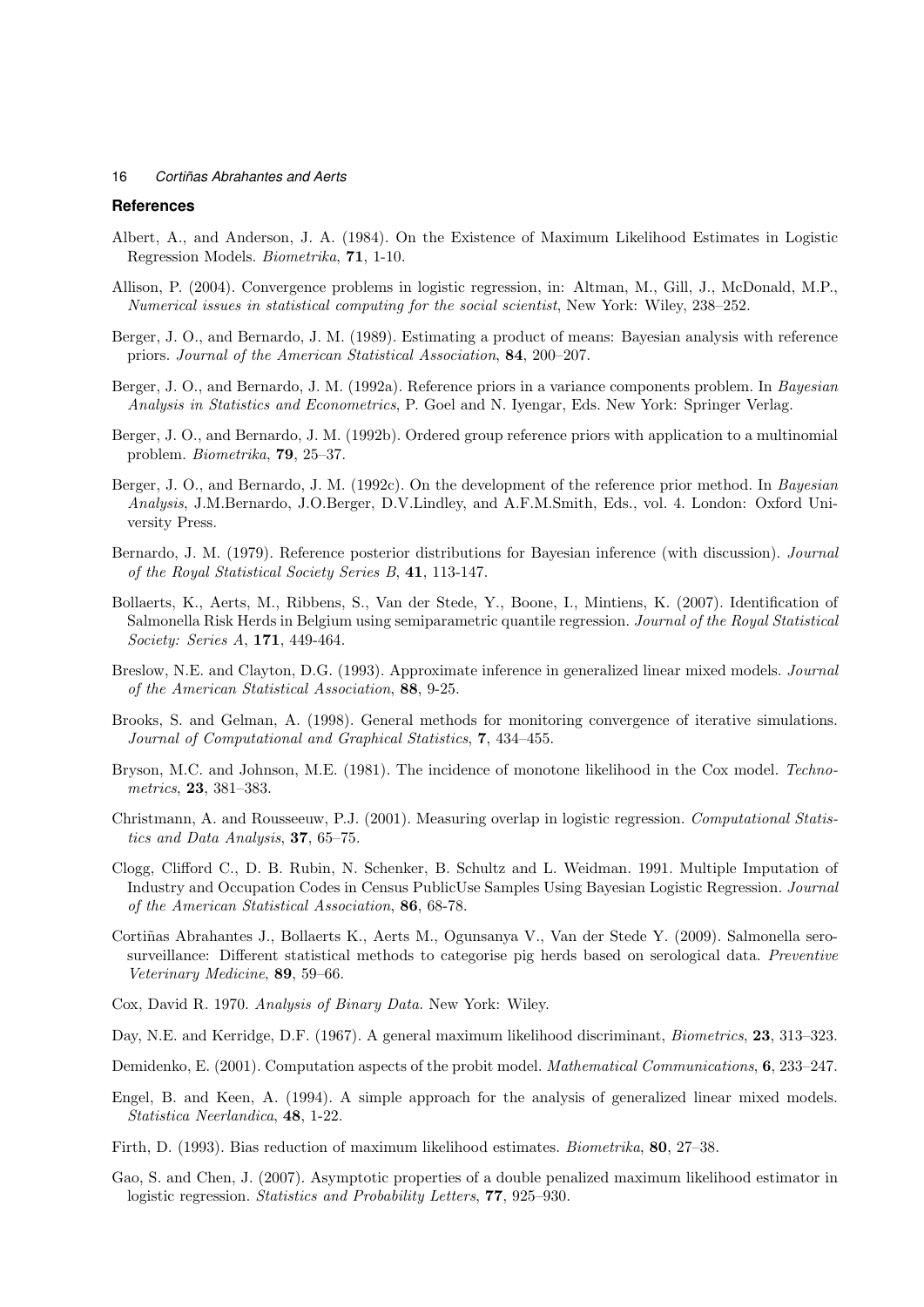## References

Albert, A., and Anderson, J. A. (1984). On the Existence of Maximum Likelihood Estimates in Logistic Regression Models. *Biometrika*, **71**, 1-10.

Allison, P. (2004). Convergence problems in logistic regression, in: Altman, M., Gill, J., McDonald, M.P., *Numerical issues in statistical computing for the social scientist*, New York: Wiley, 238–252.

Berger, J. O., and Bernardo, J. M. (1989). Estimating a product of means: Bayesian analysis with reference priors. *Journal of the American Statistical Association*, **84**, 200–207.

Berger, J. O., and Bernardo, J. M. (1992a). Reference priors in a variance components problem. In *Bayesian Analysis in Statistics and Econometrics*, P. Goel and N. Iyengar, Eds. New York: Springer Verlag.

Berger, J. O., and Bernardo, J. M. (1992b). Ordered group reference priors with application to a multinomial problem. *Biometrika*, **79**, 25–37.

Berger, J. O., and Bernardo, J. M. (1992c). On the development of the reference prior method. In *Bayesian Analysis*, J.M.Bernardo, J.O.Berger, D.V.Lindley, and A.F.M.Smith, Eds., vol. 4. London: Oxford University Press.

Bernardo, J. M. (1979). Reference posterior distributions for Bayesian inference (with discussion). *Journal of the Royal Statistical Society Series B*, **41**, 113-147.

Bollaerts, K., Aerts, M., Ribbens, S., Van der Stede, Y., Boone, I., Mintiens, K. (2007). Identification of Salmonella Risk Herds in Belgium using semiparametric quantile regression. *Journal of the Royal Statistical Society: Series A*, **171**, 449-464.

Breslow, N.E. and Clayton, D.G. (1993). Approximate inference in generalized linear mixed models. *Journal of the American Statistical Association*, **88**, 9-25.

Brooks, S. and Gelman, A. (1998). General methods for monitoring convergence of iterative simulations. *Journal of Computational and Graphical Statistics*, **7**, 434–455.

Bryson, M.C. and Johnson, M.E. (1981). The incidence of monotone likelihood in the Cox model. *Technometrics*, **23**, 381–383.

Christmann, A. and Rousseeuw, P.J. (2001). Measuring overlap in logistic regression. *Computational Statistics and Data Analysis*, **37**, 65–75.

Clogg, Clifford C., D. B. Rubin, N. Schenker, B. Schultz and L. Weidman. 1991. Multiple Imputation of Industry and Occupation Codes in Census PublicUse Samples Using Bayesian Logistic Regression. *Journal of the American Statistical Association*, **86**, 68-78.

Cortiñas Abrahantes J., Bollaerts K., Aerts M., Ogunsanya V., Van der Stede Y. (2009). Salmonella serosurveillance: Different statistical methods to categorise pig herds based on serological data. *Preventive Veterinary Medicine*, **89**, 59–66.

Cox, David R. 1970. *Analysis of Binary Data*. New York: Wiley.

Day, N.E. and Kerridge, D.F. (1967). A general maximum likelihood discriminant, *Biometrics*, **23**, 313–323.

Demidenko, E. (2001). Computation aspects of the probit model. *Mathematical Communications*, **6**, 233–247.

Engel, B. and Keen, A. (1994). A simple approach for the analysis of generalized linear mixed models. *Statistica Neerlandica*, **48**, 1-22.

Firth, D. (1993). Bias reduction of maximum likelihood estimates. *Biometrika*, **80**, 27–38.

Gao, S. and Chen, J. (2007). Asymptotic properties of a double penalized maximum likelihood estimator in logistic regression. *Statistics and Probability Letters*, **77**, 925–930.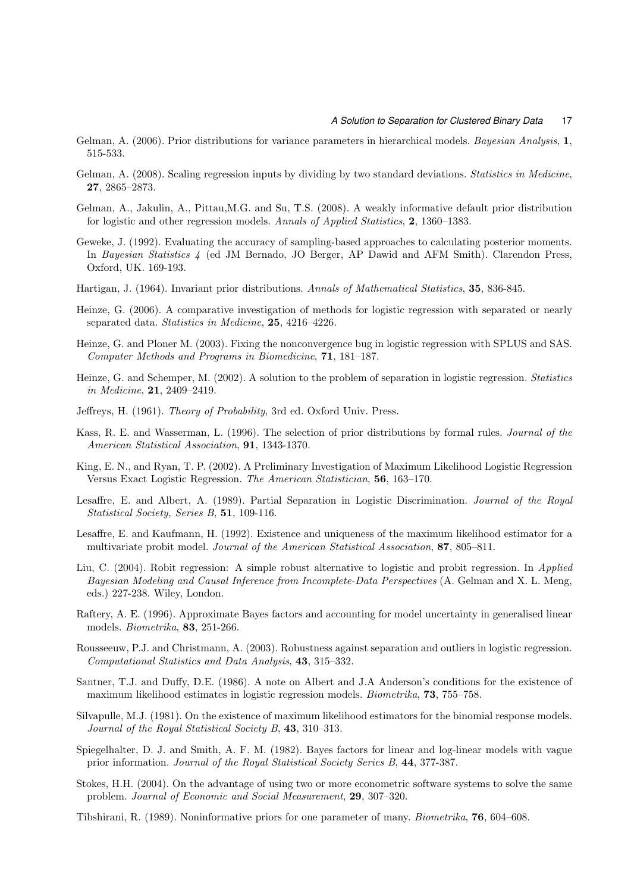Gelman, A. (2006). Prior distributions for variance parameters in hierarchical models. *Bayesian Analysis*, **1**, 515-533.

Gelman, A. (2008). Scaling regression inputs by dividing by two standard deviations. *Statistics in Medicine*, **27**, 2865–2873.

Gelman, A., Jakulin, A., Pittau,M.G. and Su, T.S. (2008). A weakly informative default prior distribution for logistic and other regression models. *Annals of Applied Statistics*, **2**, 1360–1383.

Geweke, J. (1992). Evaluating the accuracy of sampling-based approaches to calculating posterior moments. In *Bayesian Statistics 4* (ed JM Bernado, JO Berger, AP Dawid and AFM Smith). Clarendon Press, Oxford, UK. 169-193.

Hartigan, J. (1964). Invariant prior distributions. *Annals of Mathematical Statistics*, **35**, 836-845.

Heinze, G. (2006). A comparative investigation of methods for logistic regression with separated or nearly separated data. *Statistics in Medicine*, **25**, 4216–4226.

Heinze, G. and Ploner M. (2003). Fixing the nonconvergence bug in logistic regression with SPLUS and SAS. *Computer Methods and Programs in Biomedicine*, **71**, 181–187.

Heinze, G. and Schemper, M. (2002). A solution to the problem of separation in logistic regression. *Statistics in Medicine*, **21**, 2409–2419.

Jeffreys, H. (1961). *Theory of Probability*, 3rd ed. Oxford Univ. Press.

Kass, R. E. and Wasserman, L. (1996). The selection of prior distributions by formal rules. *Journal of the American Statistical Association*, **91**, 1343-1370.

King, E. N., and Ryan, T. P. (2002). A Preliminary Investigation of Maximum Likelihood Logistic Regression Versus Exact Logistic Regression. *The American Statistician*, **56**, 163–170.

Lesaffre, E. and Albert, A. (1989). Partial Separation in Logistic Discrimination. *Journal of the Royal Statistical Society, Series B*, **51**, 109-116.

Lesaffre, E. and Kaufmann, H. (1992). Existence and uniqueness of the maximum likelihood estimator for a multivariate probit model. *Journal of the American Statistical Association*, **87**, 805–811.

Liu, C. (2004). Robit regression: A simple robust alternative to logistic and probit regression. In *Applied Bayesian Modeling and Causal Inference from Incomplete-Data Perspectives* (A. Gelman and X. L. Meng, eds.) 227-238. Wiley, London.

Raftery, A. E. (1996). Approximate Bayes factors and accounting for model uncertainty in generalised linear models. *Biometrika*, **83**, 251-266.

Rousseeuw, P.J. and Christmann, A. (2003). Robustness against separation and outliers in logistic regression. *Computational Statistics and Data Analysis*, **43**, 315–332.

Santner, T.J. and Duffy, D.E. (1986). A note on Albert and J.A Anderson's conditions for the existence of maximum likelihood estimates in logistic regression models. *Biometrika*, **73**, 755–758.

Silvapulle, M.J. (1981). On the existence of maximum likelihood estimators for the binomial response models. *Journal of the Royal Statistical Society B*, **43**, 310–313.

Spiegelhalter, D. J. and Smith, A. F. M. (1982). Bayes factors for linear and log-linear models with vague prior information. *Journal of the Royal Statistical Society Series B*, **44**, 377-387.

Stokes, H.H. (2004). On the advantage of using two or more econometric software systems to solve the same problem. *Journal of Economic and Social Measurement*, **29**, 307–320.

Tibshirani, R. (1989). Noninformative priors for one parameter of many. *Biometrika*, **76**, 604–608.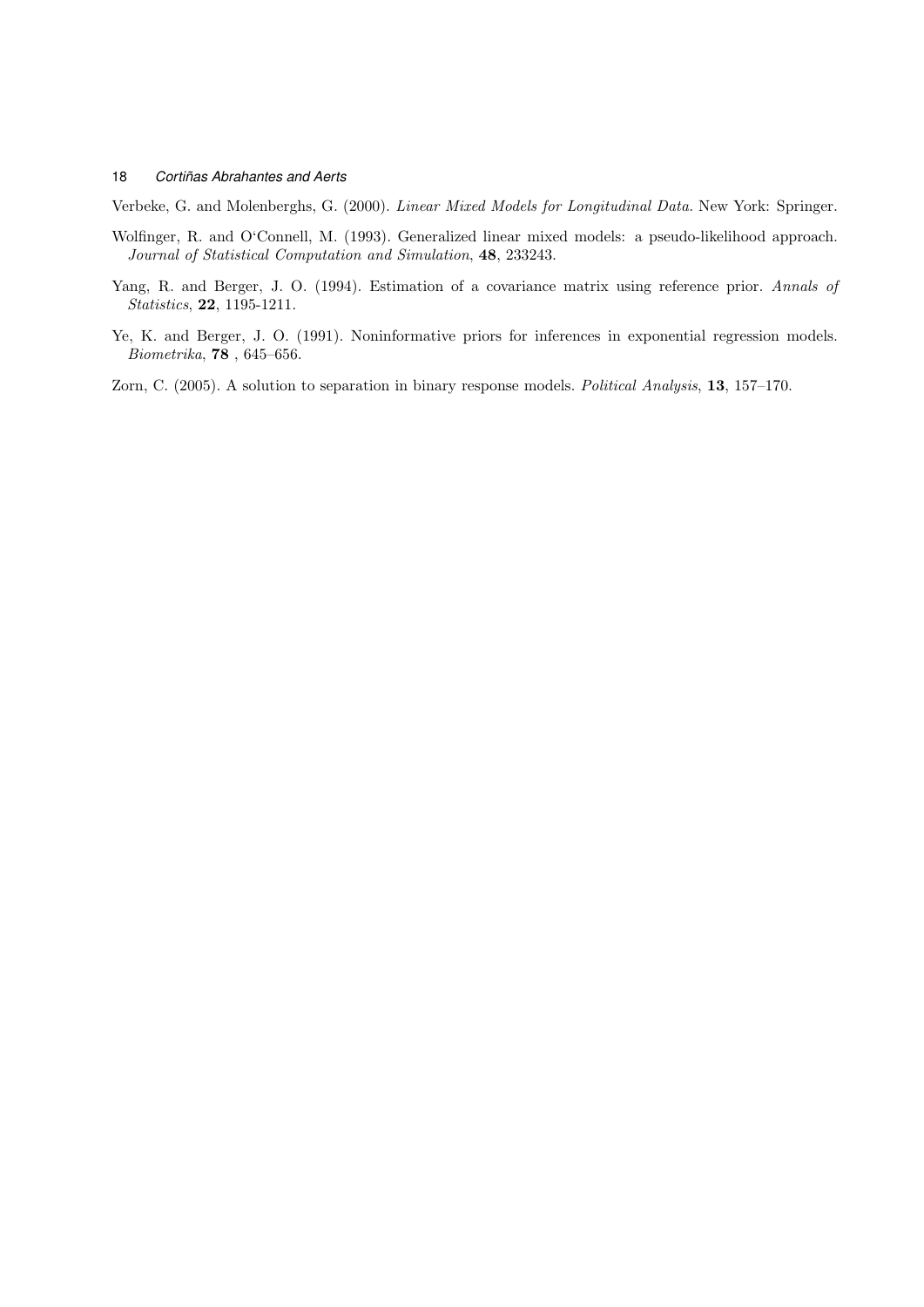Verbeke, G. and Molenberghs, G. (2000). *Linear Mixed Models for Longitudinal Data.* New York: Springer.

Wolfinger, R. and O'Connell, M. (1993). Generalized linear mixed models: a pseudo-likelihood approach. *Journal of Statistical Computation and Simulation*, **48**, 233243.

Yang, R. and Berger, J. O. (1994). Estimation of a covariance matrix using reference prior. *Annals of Statistics*, **22**, 1195-1211.

Ye, K. and Berger, J. O. (1991). Noninformative priors for inferences in exponential regression models. *Biometrika*, **78** , 645–656.

Zorn, C. (2005). A solution to separation in binary response models. *Political Analysis*, **13**, 157–170.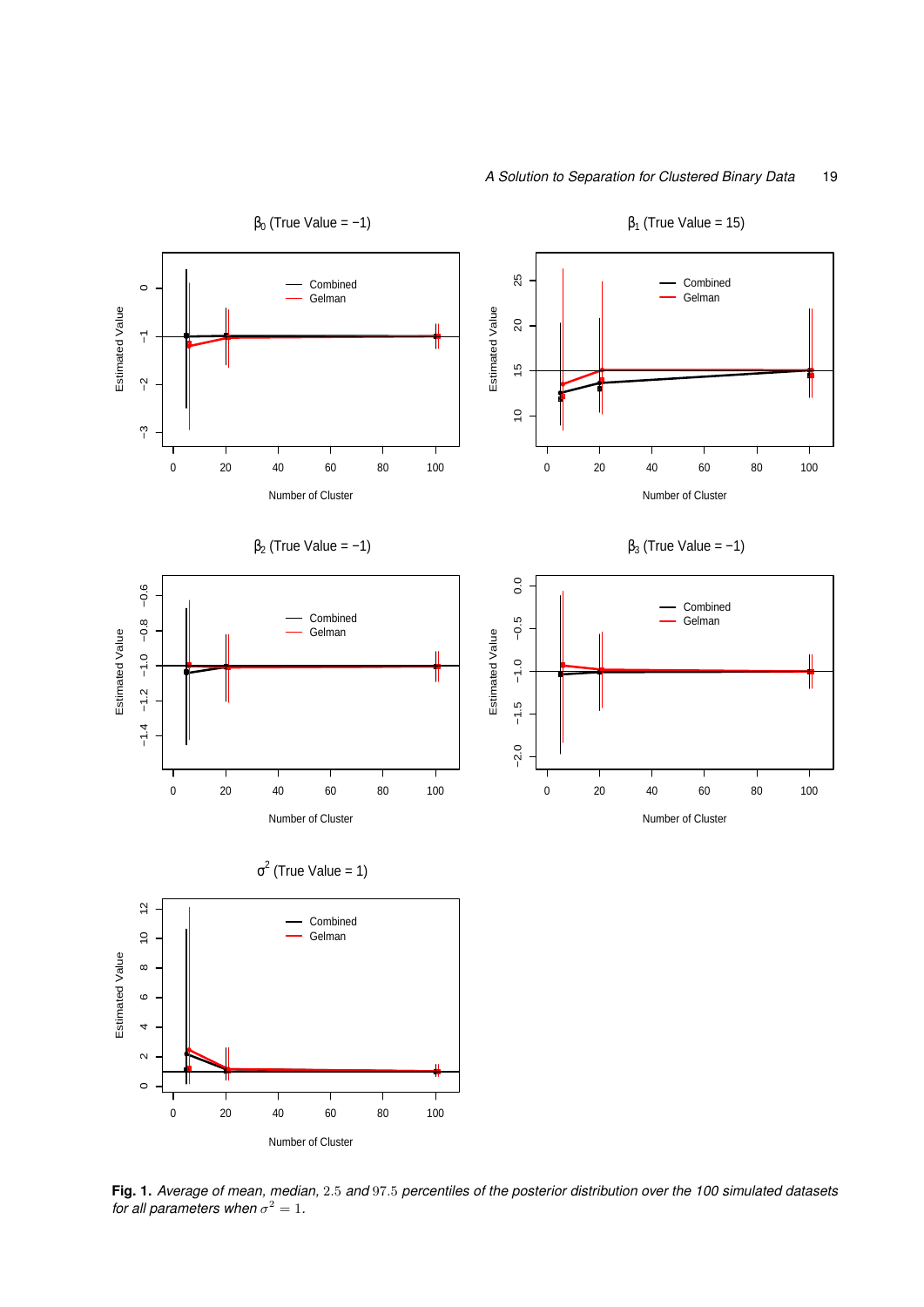**Fig. 1.** *Average of mean, median,* $2.5$ *and* $97.5$ *percentiles of the posterior distribution over the 100 simulated datasets for all parameters when* $\sigma^2 = 1$.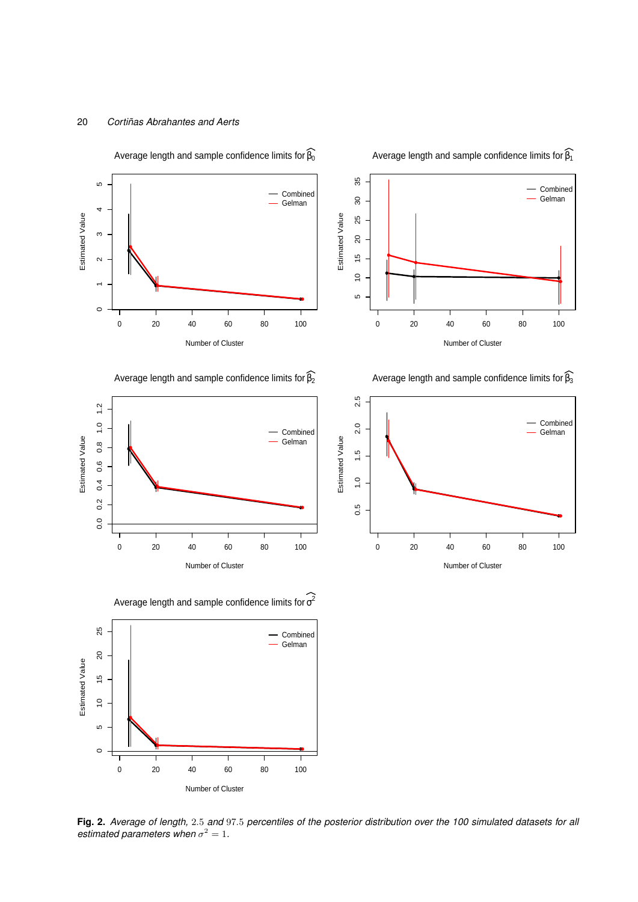**Fig. 2.** *Average of length,* $2.5$ *and* $97.5$ *percentiles of the posterior distribution over the 100 simulated datasets for all estimated parameters when* $\sigma^2 = 1$.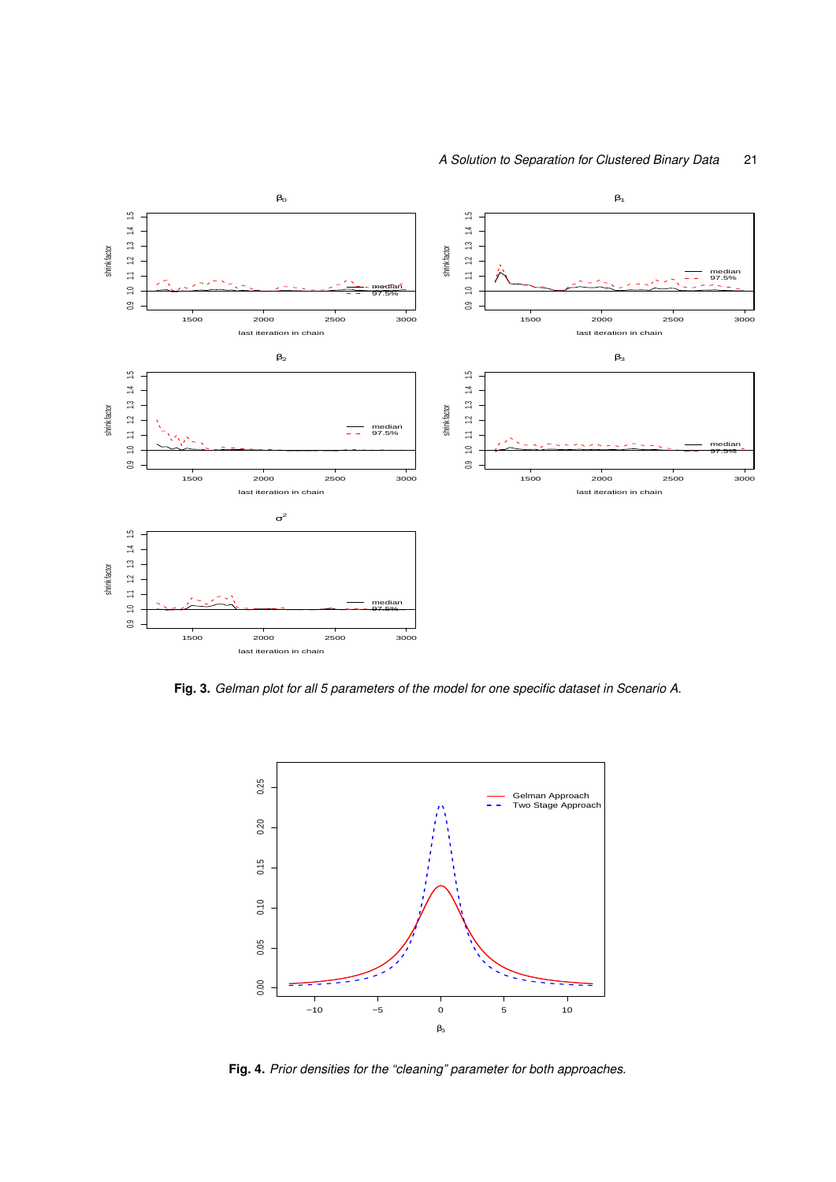$\beta_0$

shrink factor

0.9 1.0 1.1 1.2 1.3 1.4 1.5

1500 2000 2500 3000

last iteration in chain

median
97.5%

$\beta_1$

shrink factor

0.9 1.0 1.1 1.2 1.3 1.4 1.5

1500 2000 2500 3000

last iteration in chain

median
97.5%

$\beta_2$

shrink factor

0.9 1.0 1.1 1.2 1.3 1.4 1.5

1500 2000 2500 3000

last iteration in chain

median
97.5%

$\beta_3$

shrink factor

0.9 1.0 1.1 1.2 1.3 1.4 1.5

1500 2000 2500 3000

last iteration in chain

median
97.5%

$\sigma^2$

shrink factor

0.9 1.0 1.1 1.2 1.3 1.4 1.5

1500 2000 2500 3000

last iteration in chain

median
97.5%

**Fig. 3.** *Gelman plot for all 5 parameters of the model for one specific dataset in Scenario A.*

Gelman Approach
Two Stage Approach

0.00 0.05 0.10 0.15 0.20 0.25

−10 −5 0 5 10

$\beta_3$

**Fig. 4.** *Prior densities for the "cleaning" parameter for both approaches.*